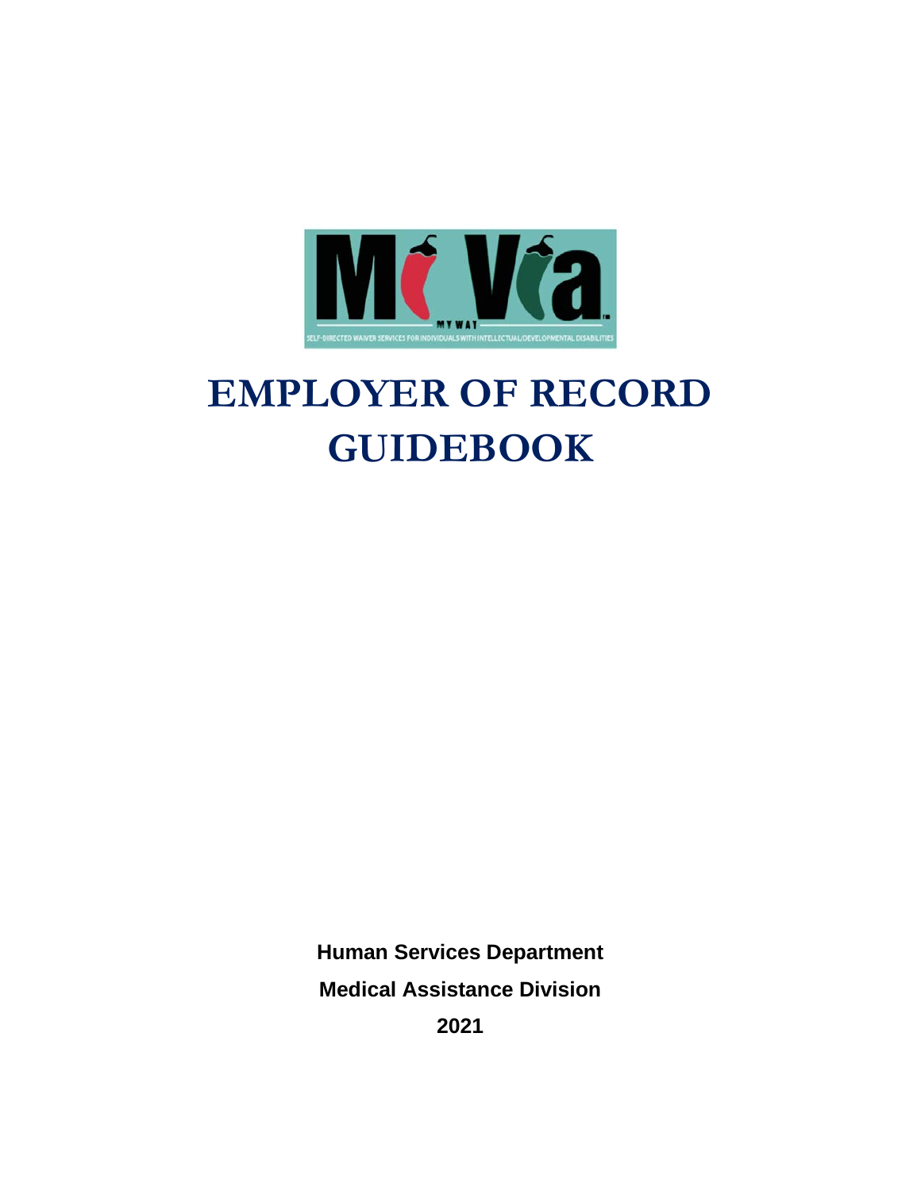# EMPLOYER OF RECORD GUIDEBOOK

**Human Services Department**

**Medical Assistance Division**

**2021**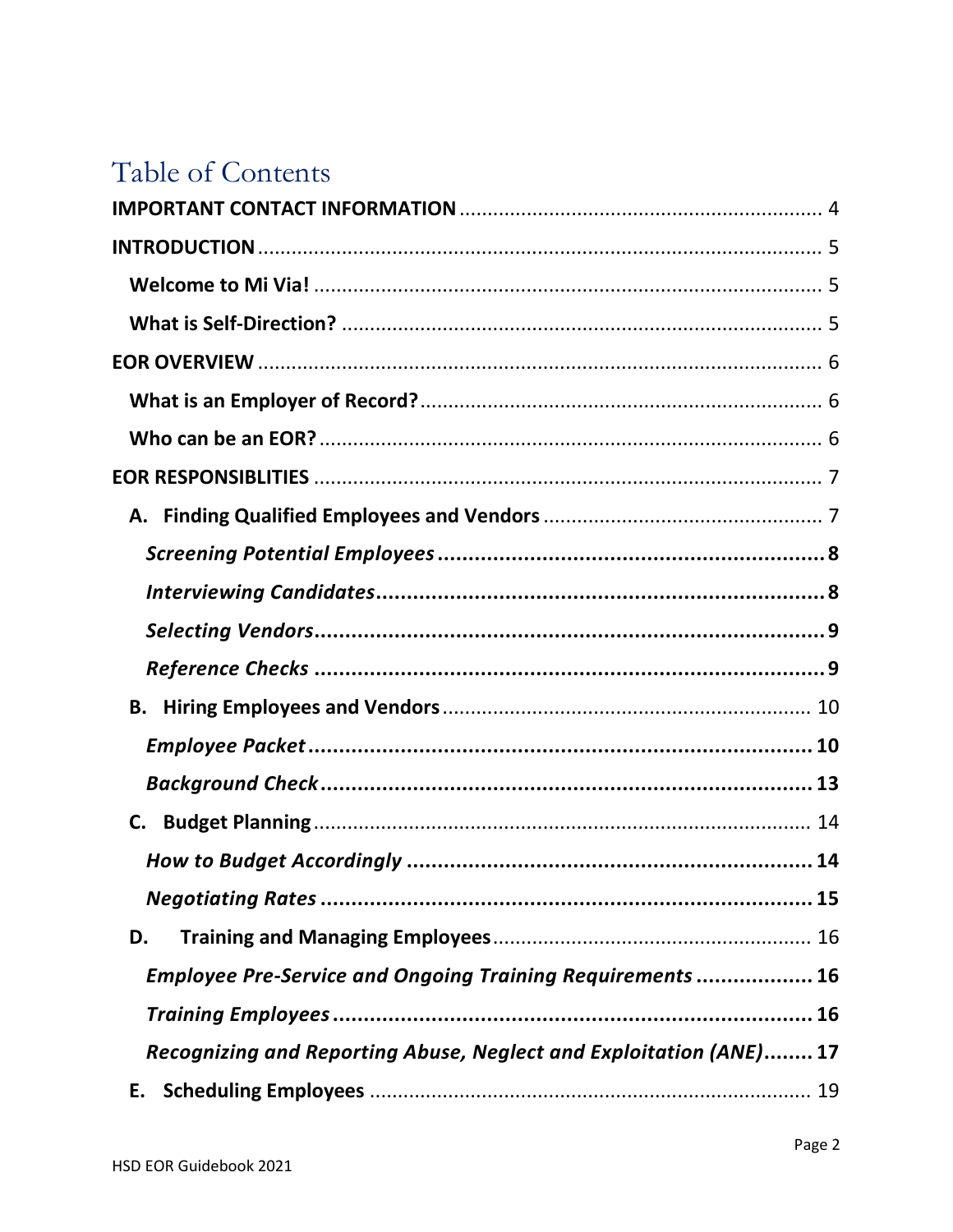# Table of Contents

**IMPORTANT CONTACT INFORMATION** ........ 4

**INTRODUCTION** ........ 5

- **Welcome to Mi Via!** ........ 5
- **What is Self-Direction?** ........ 5

**EOR OVERVIEW** ........ 6

- **What is an Employer of Record?** ........ 6
- **Who can be an EOR?** ........ 6

**EOR RESPONSIBLITIES** ........ 7

- **A. Finding Qualified Employees and Vendors** ........ 7
  - ***Screening Potential Employees*** ........ **8**
  - ***Interviewing Candidates*** ........ **8**
  - ***Selecting Vendors*** ........ **9**
  - ***Reference Checks*** ........ **9**
- **B. Hiring Employees and Vendors** ........ 10
  - ***Employee Packet*** ........ **10**
  - ***Background Check*** ........ **13**
- **C. Budget Planning** ........ 14
  - ***How to Budget Accordingly*** ........ **14**
  - ***Negotiating Rates*** ........ **15**
- **D. Training and Managing Employees** ........ 16
  - ***Employee Pre-Service and Ongoing Training Requirements*** ........ **16**
  - ***Training Employees*** ........ **16**
  - ***Recognizing and Reporting Abuse, Neglect and Exploitation (ANE)*** ........ **17**
- **E. Scheduling Employees** ........ 19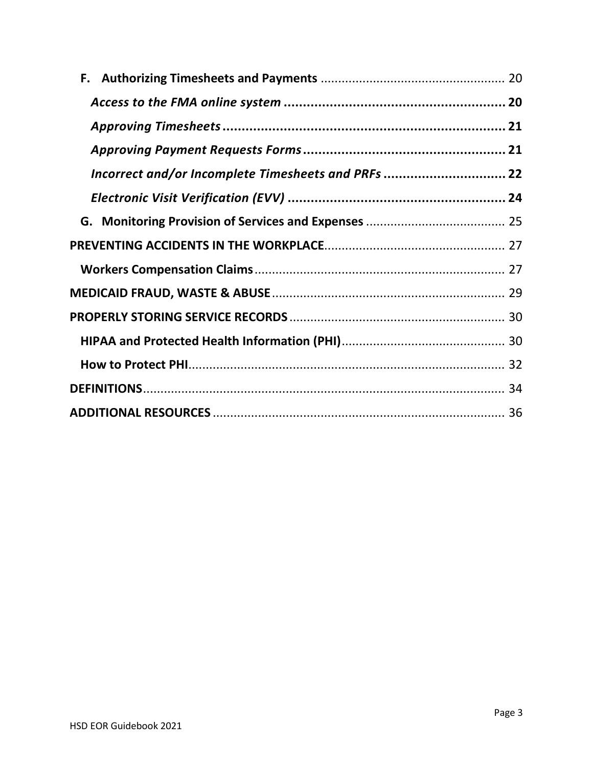**F. Authorizing Timesheets and Payments** .................................................... 20

***Access to the FMA online system*** .......................................................... **20**

***Approving Timesheets*** .......................................................................... **21**

***Approving Payment Requests Forms*** ..................................................... **21**

***Incorrect and/or Incomplete Timesheets and PRFs*** ................................ **22**

***Electronic Visit Verification (EVV)*** .......................................................... **24**

**G. Monitoring Provision of Services and Expenses** ........................................ 25

**PREVENTING ACCIDENTS IN THE WORKPLACE**.................................................... 27

**Workers Compensation Claims**........................................................................ 27

**MEDICAID FRAUD, WASTE & ABUSE**.................................................................... 29

**PROPERLY STORING SERVICE RECORDS**.............................................................. 30

**HIPAA and Protected Health Information (PHI)**............................................... 30

**How to Protect PHI**........................................................................................... 32

**DEFINITIONS**......................................................................................................... 34

**ADDITIONAL RESOURCES**..................................................................................... 36

HSD EOR Guidebook 2021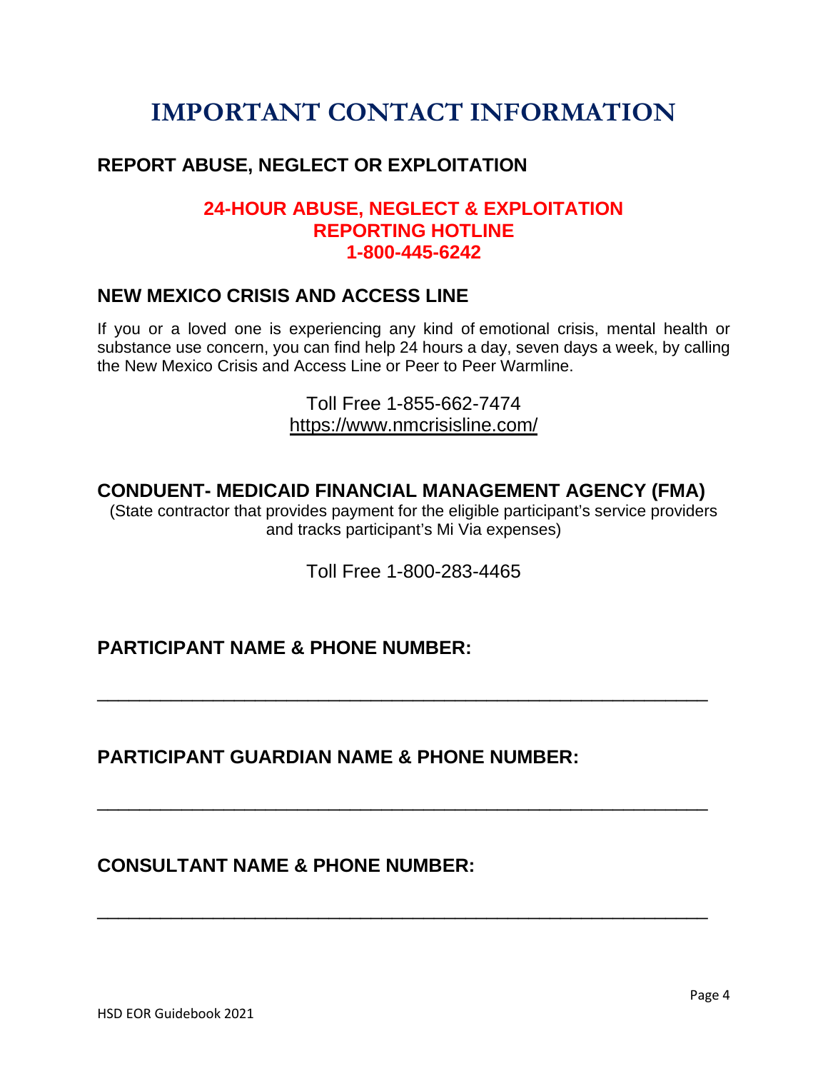# IMPORTANT CONTACT INFORMATION

## REPORT ABUSE, NEGLECT OR EXPLOITATION

**24-HOUR ABUSE, NEGLECT & EXPLOITATION REPORTING HOTLINE**
**1-800-445-6242**

## NEW MEXICO CRISIS AND ACCESS LINE

If you or a loved one is experiencing any kind of emotional crisis, mental health or substance use concern, you can find help 24 hours a day, seven days a week, by calling the New Mexico Crisis and Access Line or Peer to Peer Warmline.

Toll Free 1-855-662-7474
https://www.nmcrisisline.com/

## CONDUENT- MEDICAID FINANCIAL MANAGEMENT AGENCY (FMA)

(State contractor that provides payment for the eligible participant's service providers and tracks participant's Mi Via expenses)

Toll Free 1-800-283-4465

## PARTICIPANT NAME & PHONE NUMBER:

_______________________________________________________________

## PARTICIPANT GUARDIAN NAME & PHONE NUMBER:

_______________________________________________________________

## CONSULTANT NAME & PHONE NUMBER:

_______________________________________________________________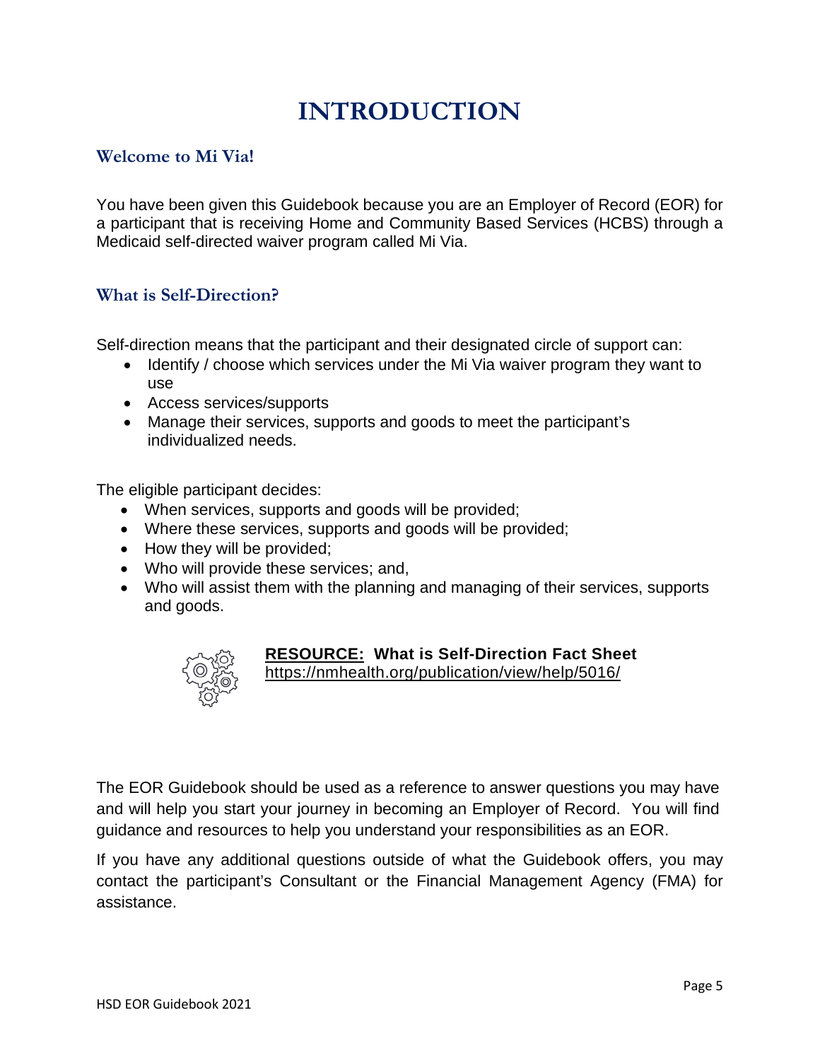# INTRODUCTION

## Welcome to Mi Via!

You have been given this Guidebook because you are an Employer of Record (EOR) for a participant that is receiving Home and Community Based Services (HCBS) through a Medicaid self-directed waiver program called Mi Via.

## What is Self-Direction?

Self-direction means that the participant and their designated circle of support can:

- Identify / choose which services under the Mi Via waiver program they want to use
- Access services/supports
- Manage their services, supports and goods to meet the participant's individualized needs.

The eligible participant decides:

- When services, supports and goods will be provided;
- Where these services, supports and goods will be provided;
- How they will be provided;
- Who will provide these services; and,
- Who will assist them with the planning and managing of their services, supports and goods.

**RESOURCE: What is Self-Direction Fact Sheet**
https://nmhealth.org/publication/view/help/5016/

The EOR Guidebook should be used as a reference to answer questions you may have and will help you start your journey in becoming an Employer of Record. You will find guidance and resources to help you understand your responsibilities as an EOR.

If you have any additional questions outside of what the Guidebook offers, you may contact the participant's Consultant or the Financial Management Agency (FMA) for assistance.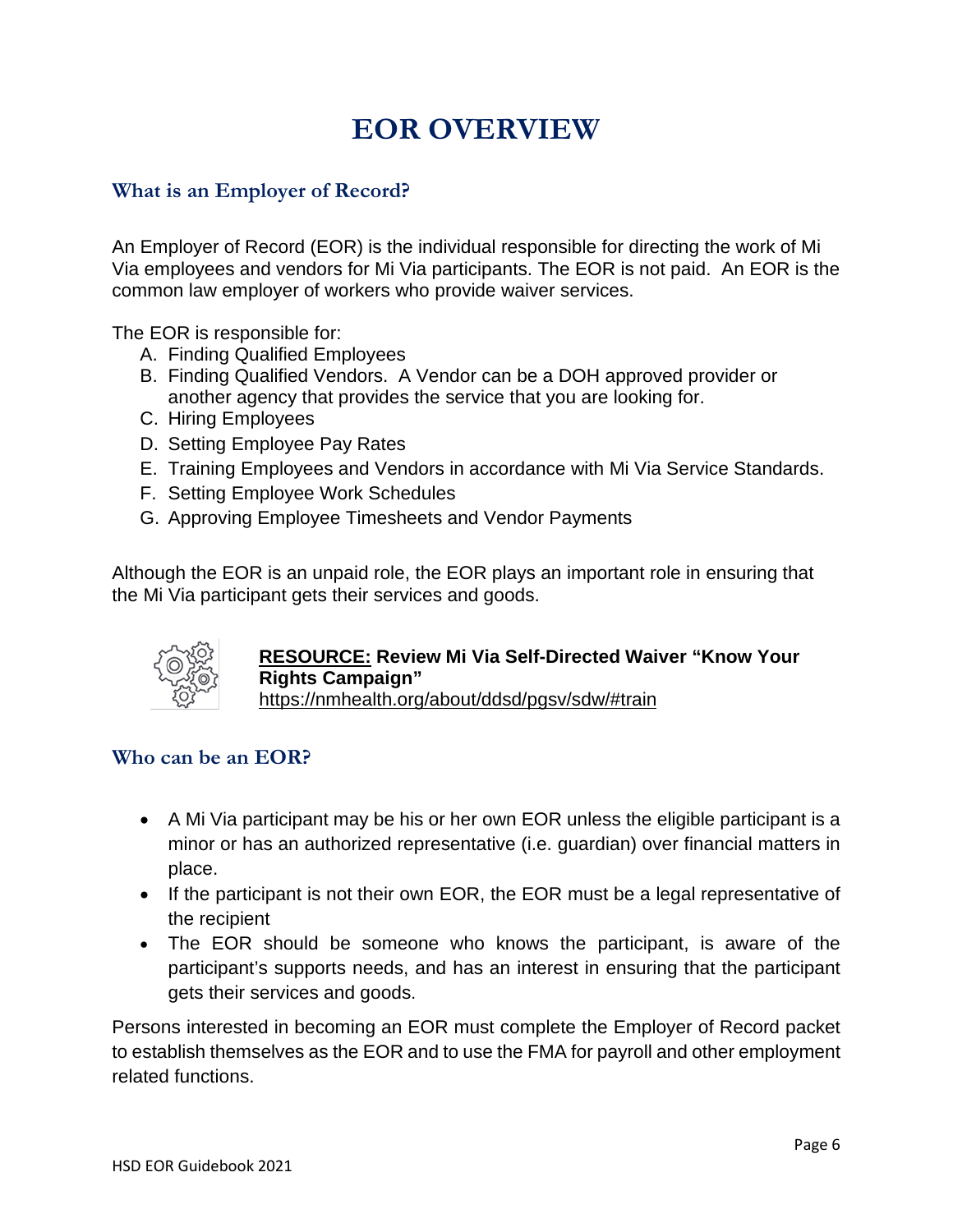# EOR OVERVIEW

## What is an Employer of Record?

An Employer of Record (EOR) is the individual responsible for directing the work of Mi Via employees and vendors for Mi Via participants. The EOR is not paid. An EOR is the common law employer of workers who provide waiver services.

The EOR is responsible for:

A. Finding Qualified Employees
B. Finding Qualified Vendors. A Vendor can be a DOH approved provider or another agency that provides the service that you are looking for.
C. Hiring Employees
D. Setting Employee Pay Rates
E. Training Employees and Vendors in accordance with Mi Via Service Standards.
F. Setting Employee Work Schedules
G. Approving Employee Timesheets and Vendor Payments

Although the EOR is an unpaid role, the EOR plays an important role in ensuring that the Mi Via participant gets their services and goods.

**RESOURCE: Review Mi Via Self-Directed Waiver "Know Your Rights Campaign"**
https://nmhealth.org/about/ddsd/pgsv/sdw/#train

## Who can be an EOR?

- A Mi Via participant may be his or her own EOR unless the eligible participant is a minor or has an authorized representative (i.e. guardian) over financial matters in place.
- If the participant is not their own EOR, the EOR must be a legal representative of the recipient
- The EOR should be someone who knows the participant, is aware of the participant's supports needs, and has an interest in ensuring that the participant gets their services and goods.

Persons interested in becoming an EOR must complete the Employer of Record packet to establish themselves as the EOR and to use the FMA for payroll and other employment related functions.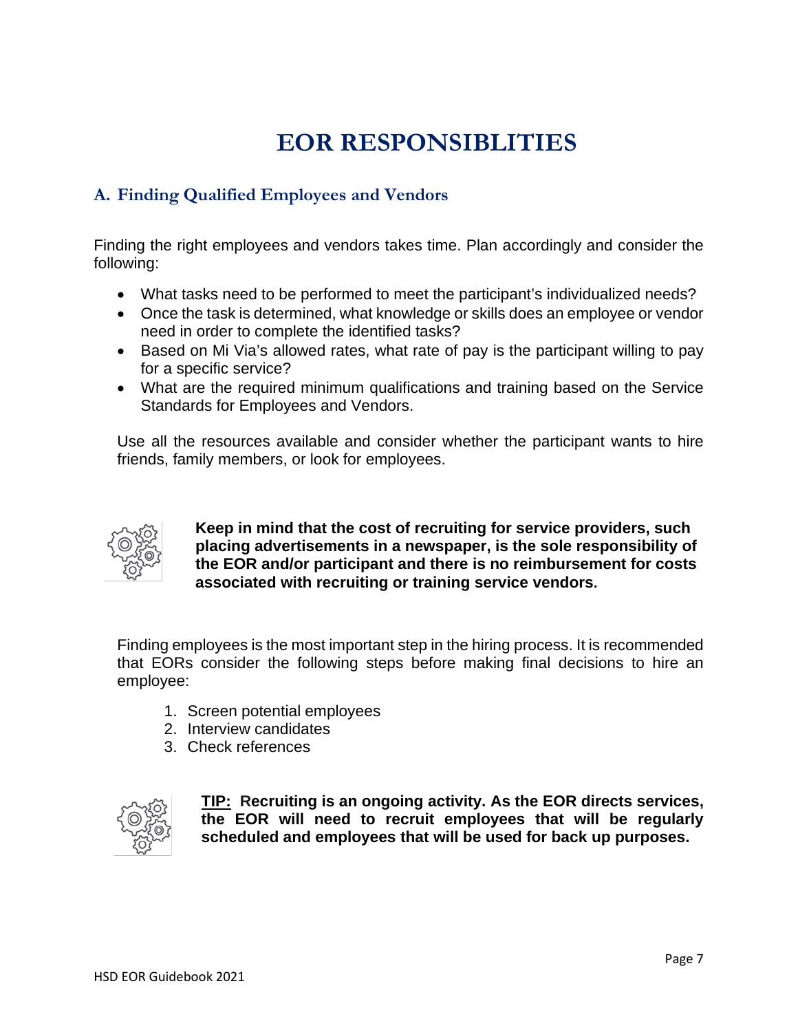# EOR RESPONSIBLITIES

## A. Finding Qualified Employees and Vendors

Finding the right employees and vendors takes time. Plan accordingly and consider the following:

- What tasks need to be performed to meet the participant's individualized needs?
- Once the task is determined, what knowledge or skills does an employee or vendor need in order to complete the identified tasks?
- Based on Mi Via's allowed rates, what rate of pay is the participant willing to pay for a specific service?
- What are the required minimum qualifications and training based on the Service Standards for Employees and Vendors.

Use all the resources available and consider whether the participant wants to hire friends, family members, or look for employees.

**Keep in mind that the cost of recruiting for service providers, such placing advertisements in a newspaper, is the sole responsibility of the EOR and/or participant and there is no reimbursement for costs associated with recruiting or training service vendors.**

Finding employees is the most important step in the hiring process. It is recommended that EORs consider the following steps before making final decisions to hire an employee:

1. Screen potential employees
2. Interview candidates
3. Check references

**TIP: Recruiting is an ongoing activity. As the EOR directs services, the EOR will need to recruit employees that will be regularly scheduled and employees that will be used for back up purposes.**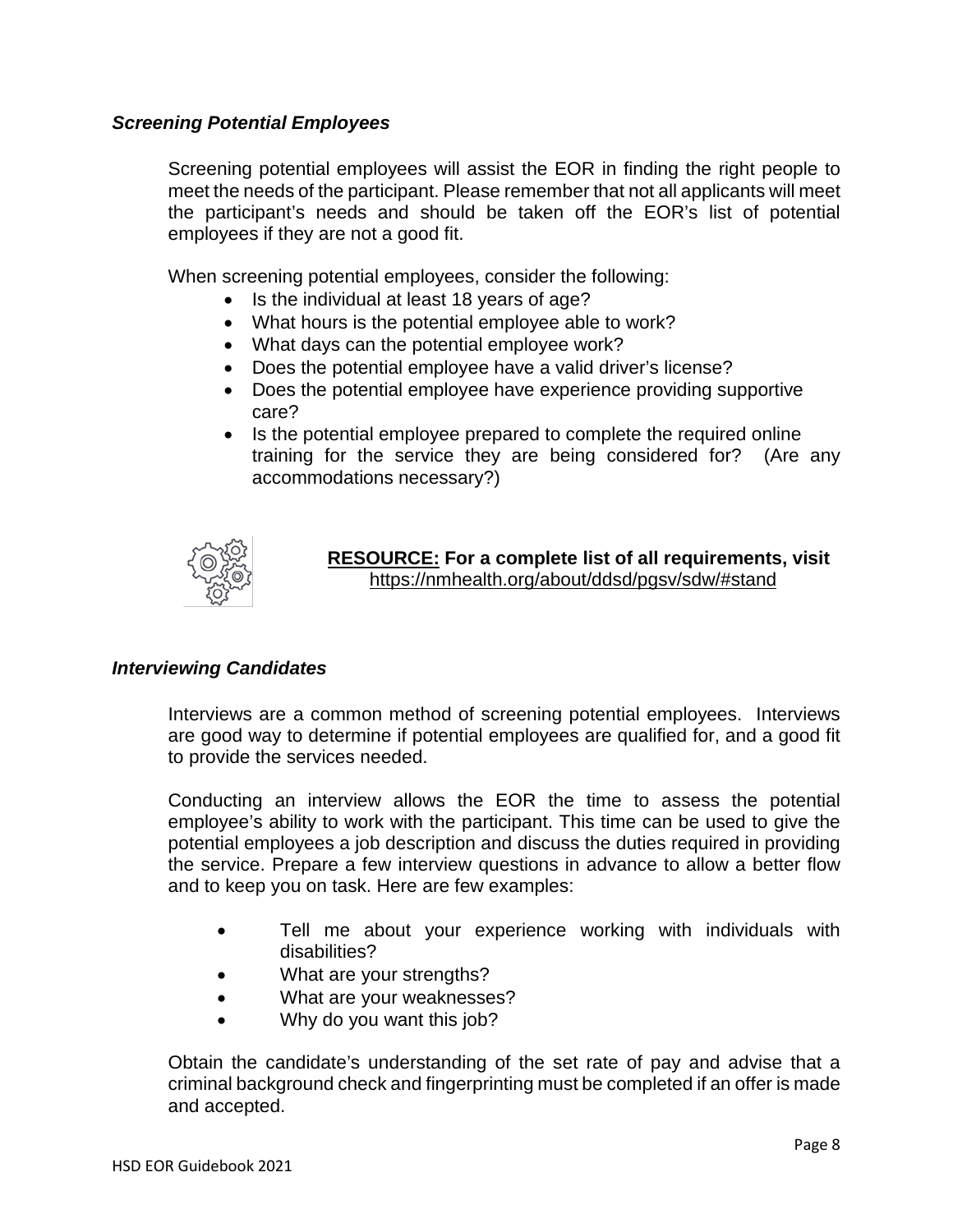### *Screening Potential Employees*

Screening potential employees will assist the EOR in finding the right people to meet the needs of the participant. Please remember that not all applicants will meet the participant's needs and should be taken off the EOR's list of potential employees if they are not a good fit.

When screening potential employees, consider the following:

- Is the individual at least 18 years of age?
- What hours is the potential employee able to work?
- What days can the potential employee work?
- Does the potential employee have a valid driver's license?
- Does the potential employee have experience providing supportive care?
- Is the potential employee prepared to complete the required online training for the service they are being considered for? (Are any accommodations necessary?)

**RESOURCE: For a complete list of all requirements, visit**
https://nmhealth.org/about/ddsd/pgsv/sdw/#stand

### *Interviewing Candidates*

Interviews are a common method of screening potential employees. Interviews are good way to determine if potential employees are qualified for, and a good fit to provide the services needed.

Conducting an interview allows the EOR the time to assess the potential employee's ability to work with the participant. This time can be used to give the potential employees a job description and discuss the duties required in providing the service. Prepare a few interview questions in advance to allow a better flow and to keep you on task. Here are few examples:

- Tell me about your experience working with individuals with disabilities?
- What are your strengths?
- What are your weaknesses?
- Why do you want this job?

Obtain the candidate's understanding of the set rate of pay and advise that a criminal background check and fingerprinting must be completed if an offer is made and accepted.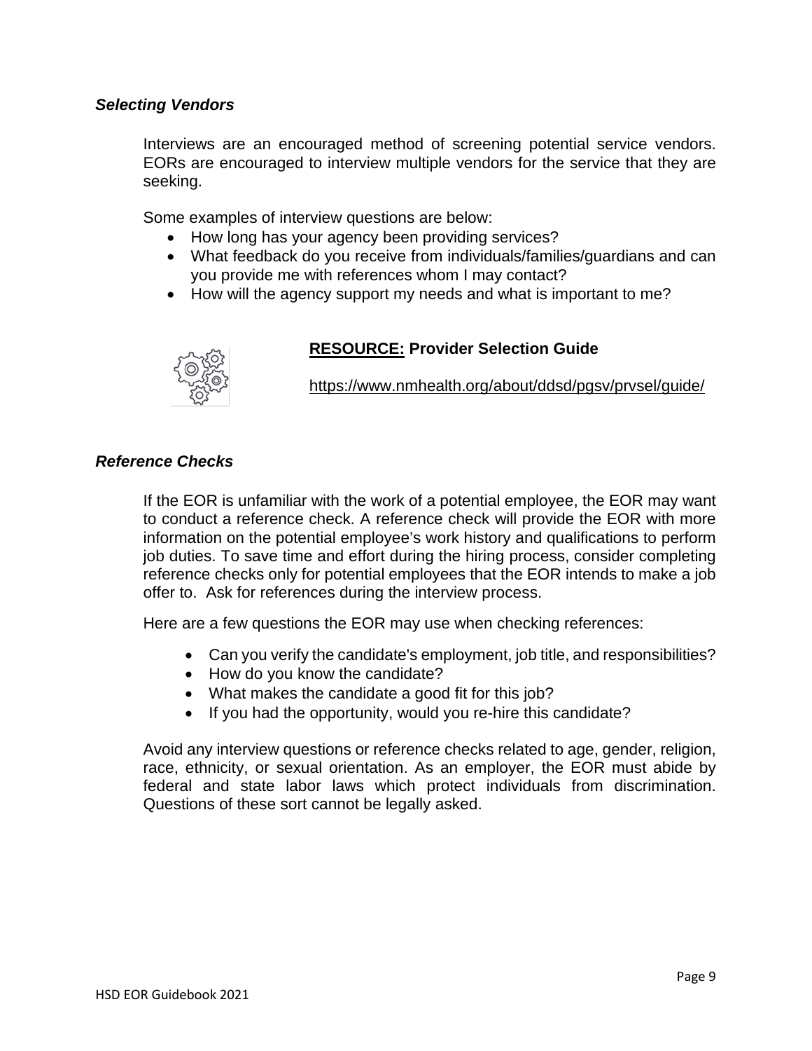### *Selecting Vendors*

Interviews are an encouraged method of screening potential service vendors. EORs are encouraged to interview multiple vendors for the service that they are seeking.

Some examples of interview questions are below:

- How long has your agency been providing services?
- What feedback do you receive from individuals/families/guardians and can you provide me with references whom I may contact?
- How will the agency support my needs and what is important to me?

**<u>RESOURCE:</u> Provider Selection Guide**

https://www.nmhealth.org/about/ddsd/pgsv/prvsel/guide/

### *Reference Checks*

If the EOR is unfamiliar with the work of a potential employee, the EOR may want to conduct a reference check. A reference check will provide the EOR with more information on the potential employee's work history and qualifications to perform job duties. To save time and effort during the hiring process, consider completing reference checks only for potential employees that the EOR intends to make a job offer to. Ask for references during the interview process.

Here are a few questions the EOR may use when checking references:

- Can you verify the candidate's employment, job title, and responsibilities?
- How do you know the candidate?
- What makes the candidate a good fit for this job?
- If you had the opportunity, would you re-hire this candidate?

Avoid any interview questions or reference checks related to age, gender, religion, race, ethnicity, or sexual orientation. As an employer, the EOR must abide by federal and state labor laws which protect individuals from discrimination. Questions of these sort cannot be legally asked.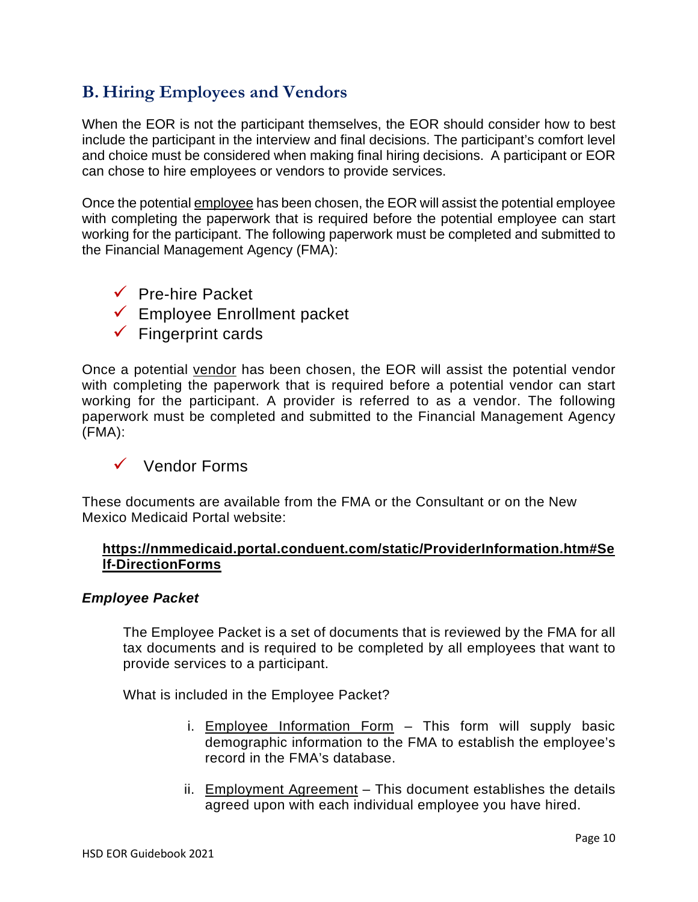## B. Hiring Employees and Vendors

When the EOR is not the participant themselves, the EOR should consider how to best include the participant in the interview and final decisions. The participant's comfort level and choice must be considered when making final hiring decisions. A participant or EOR can chose to hire employees or vendors to provide services.

Once the potential employee has been chosen, the EOR will assist the potential employee with completing the paperwork that is required before the potential employee can start working for the participant. The following paperwork must be completed and submitted to the Financial Management Agency (FMA):

- ✓ Pre-hire Packet
- ✓ Employee Enrollment packet
- ✓ Fingerprint cards

Once a potential vendor has been chosen, the EOR will assist the potential vendor with completing the paperwork that is required before a potential vendor can start working for the participant. A provider is referred to as a vendor. The following paperwork must be completed and submitted to the Financial Management Agency (FMA):

- ✓ Vendor Forms

These documents are available from the FMA or the Consultant or on the New Mexico Medicaid Portal website:

**https://nmmedicaid.portal.conduent.com/static/ProviderInformation.htm#Self-DirectionForms**

***Employee Packet***

The Employee Packet is a set of documents that is reviewed by the FMA for all tax documents and is required to be completed by all employees that want to provide services to a participant.

What is included in the Employee Packet?

i. Employee Information Form – This form will supply basic demographic information to the FMA to establish the employee's record in the FMA's database.

ii. Employment Agreement – This document establishes the details agreed upon with each individual employee you have hired.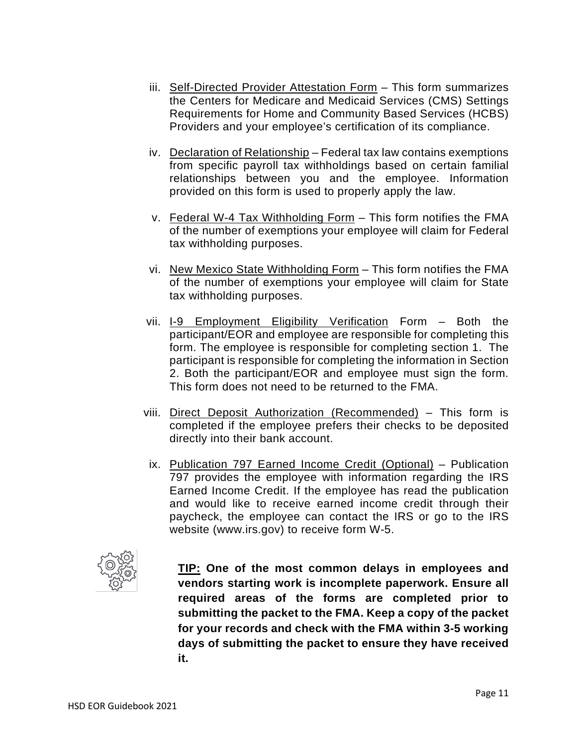iii. Self-Directed Provider Attestation Form – This form summarizes the Centers for Medicare and Medicaid Services (CMS) Settings Requirements for Home and Community Based Services (HCBS) Providers and your employee's certification of its compliance.

iv. Declaration of Relationship – Federal tax law contains exemptions from specific payroll tax withholdings based on certain familial relationships between you and the employee. Information provided on this form is used to properly apply the law.

v. Federal W-4 Tax Withholding Form – This form notifies the FMA of the number of exemptions your employee will claim for Federal tax withholding purposes.

vi. New Mexico State Withholding Form – This form notifies the FMA of the number of exemptions your employee will claim for State tax withholding purposes.

vii. I-9 Employment Eligibility Verification Form – Both the participant/EOR and employee are responsible for completing this form. The employee is responsible for completing section 1. The participant is responsible for completing the information in Section 2. Both the participant/EOR and employee must sign the form. This form does not need to be returned to the FMA.

viii. Direct Deposit Authorization (Recommended) – This form is completed if the employee prefers their checks to be deposited directly into their bank account.

ix. Publication 797 Earned Income Credit (Optional) – Publication 797 provides the employee with information regarding the IRS Earned Income Credit. If the employee has read the publication and would like to receive earned income credit through their paycheck, the employee can contact the IRS or go to the IRS website (www.irs.gov) to receive form W-5.

**TIP: One of the most common delays in employees and vendors starting work is incomplete paperwork. Ensure all required areas of the forms are completed prior to submitting the packet to the FMA. Keep a copy of the packet for your records and check with the FMA within 3-5 working days of submitting the packet to ensure they have received it.**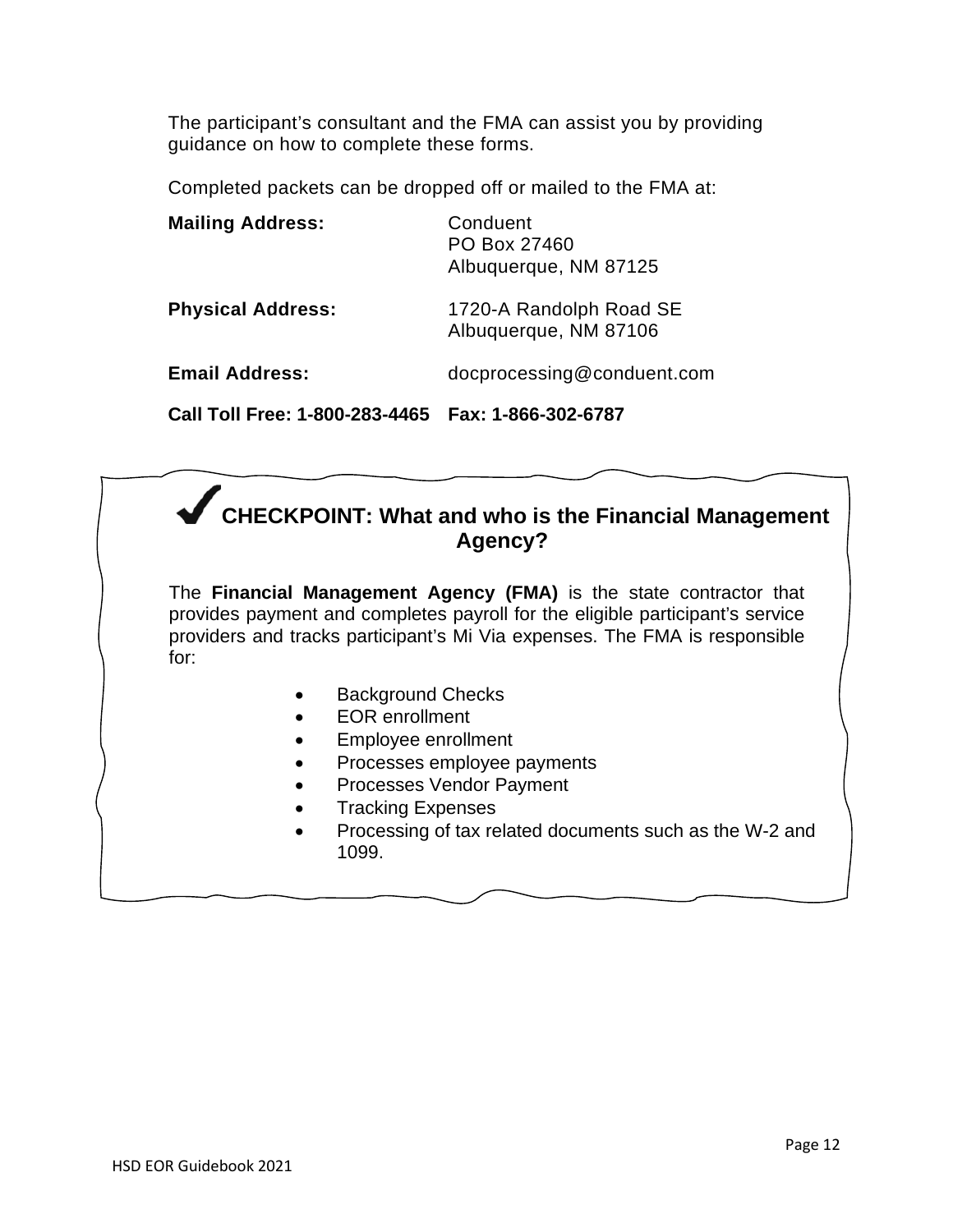The participant's consultant and the FMA can assist you by providing guidance on how to complete these forms.

Completed packets can be dropped off or mailed to the FMA at:

| | |
|---|---|
| **Mailing Address:** | Conduent<br>PO Box 27460<br>Albuquerque, NM 87125 |
| **Physical Address:** | 1720-A Randolph Road SE<br>Albuquerque, NM 87106 |
| **Email Address:** | docprocessing@conduent.com |

**Call Toll Free: 1-800-283-4465 Fax: 1-866-302-6787**

## ✔ CHECKPOINT: What and who is the Financial Management Agency?

The **Financial Management Agency (FMA)** is the state contractor that provides payment and completes payroll for the eligible participant's service providers and tracks participant's Mi Via expenses. The FMA is responsible for:

- Background Checks
- EOR enrollment
- Employee enrollment
- Processes employee payments
- Processes Vendor Payment
- Tracking Expenses
- Processing of tax related documents such as the W-2 and 1099.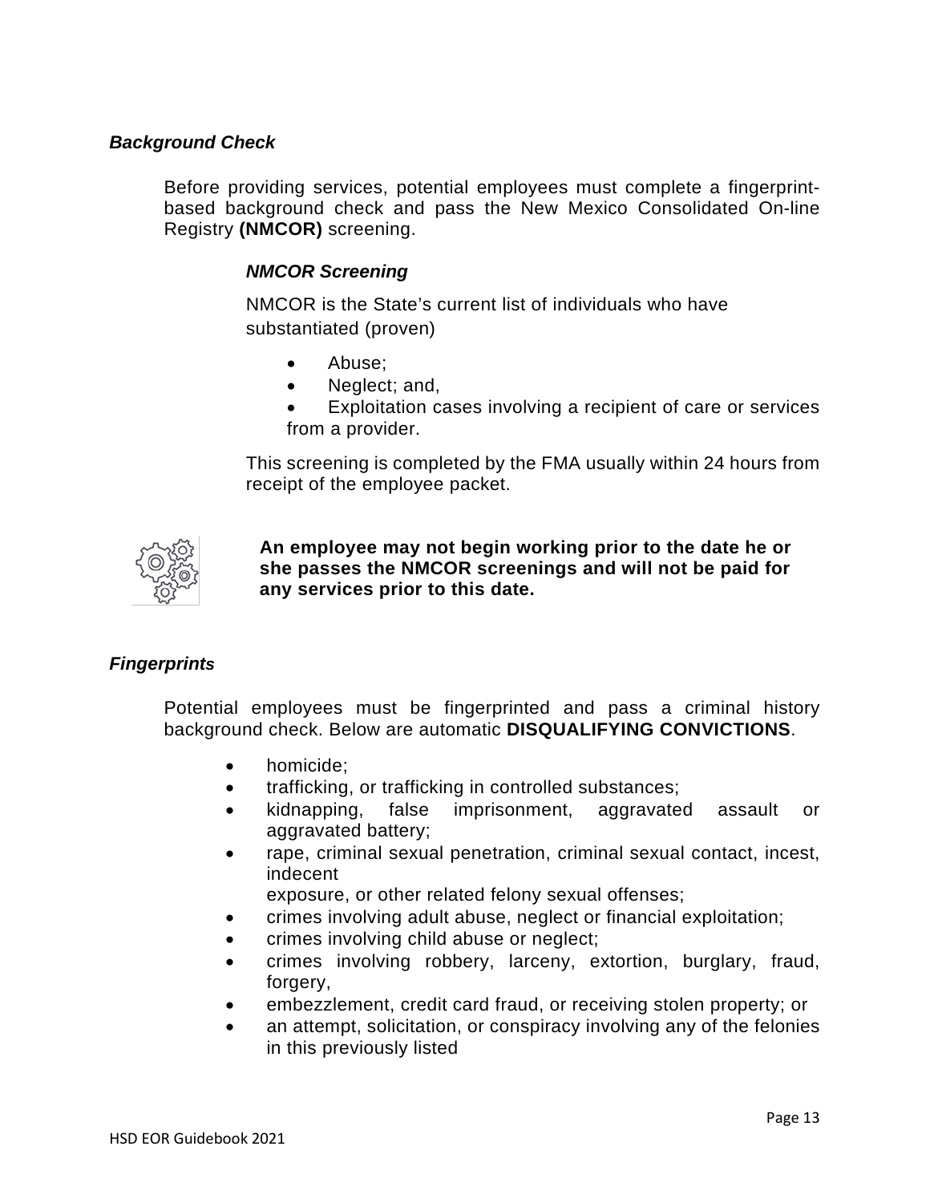### *Background Check*

Before providing services, potential employees must complete a fingerprint-based background check and pass the New Mexico Consolidated On-line Registry **(NMCOR)** screening.

#### *NMCOR Screening*

NMCOR is the State's current list of individuals who have substantiated (proven)

- Abuse;
- Neglect; and,
- Exploitation cases involving a recipient of care or services from a provider.

This screening is completed by the FMA usually within 24 hours from receipt of the employee packet.

**An employee may not begin working prior to the date he or she passes the NMCOR screenings and will not be paid for any services prior to this date.**

### *Fingerprints*

Potential employees must be fingerprinted and pass a criminal history background check. Below are automatic **DISQUALIFYING CONVICTIONS**.

- homicide;
- trafficking, or trafficking in controlled substances;
- kidnapping, false imprisonment, aggravated assault or aggravated battery;
- rape, criminal sexual penetration, criminal sexual contact, incest, indecent exposure, or other related felony sexual offenses;
- crimes involving adult abuse, neglect or financial exploitation;
- crimes involving child abuse or neglect;
- crimes involving robbery, larceny, extortion, burglary, fraud, forgery,
- embezzlement, credit card fraud, or receiving stolen property; or
- an attempt, solicitation, or conspiracy involving any of the felonies in this previously listed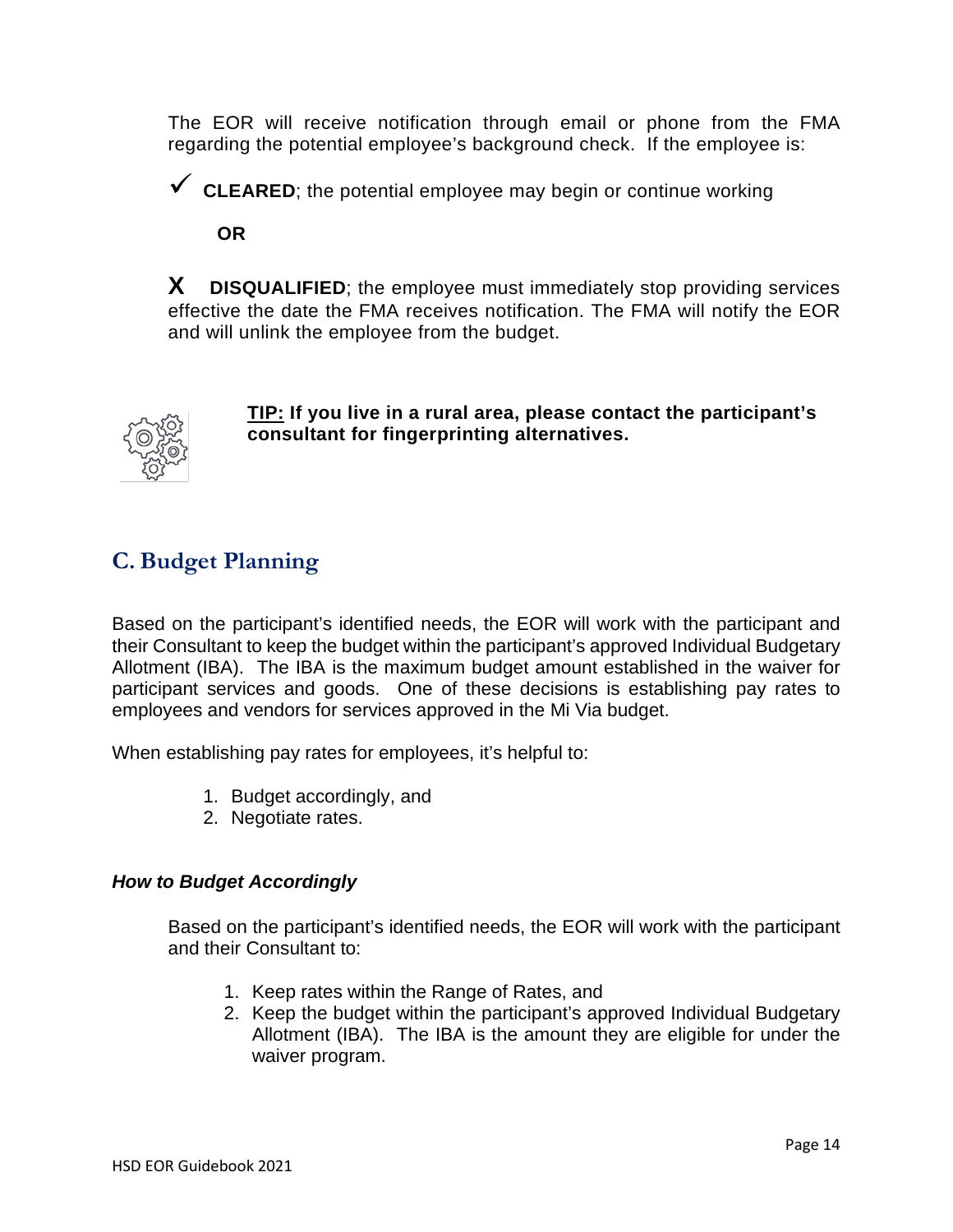The EOR will receive notification through email or phone from the FMA regarding the potential employee's background check. If the employee is:

✓ **CLEARED**; the potential employee may begin or continue working

**OR**

**X** **DISQUALIFIED**; the employee must immediately stop providing services effective the date the FMA receives notification. The FMA will notify the EOR and will unlink the employee from the budget.

**TIP: If you live in a rural area, please contact the participant's consultant for fingerprinting alternatives.**

## C. Budget Planning

Based on the participant's identified needs, the EOR will work with the participant and their Consultant to keep the budget within the participant's approved Individual Budgetary Allotment (IBA). The IBA is the maximum budget amount established in the waiver for participant services and goods. One of these decisions is establishing pay rates to employees and vendors for services approved in the Mi Via budget.

When establishing pay rates for employees, it's helpful to:

1. Budget accordingly, and
2. Negotiate rates.

### *How to Budget Accordingly*

Based on the participant's identified needs, the EOR will work with the participant and their Consultant to:

1. Keep rates within the Range of Rates, and
2. Keep the budget within the participant's approved Individual Budgetary Allotment (IBA). The IBA is the amount they are eligible for under the waiver program.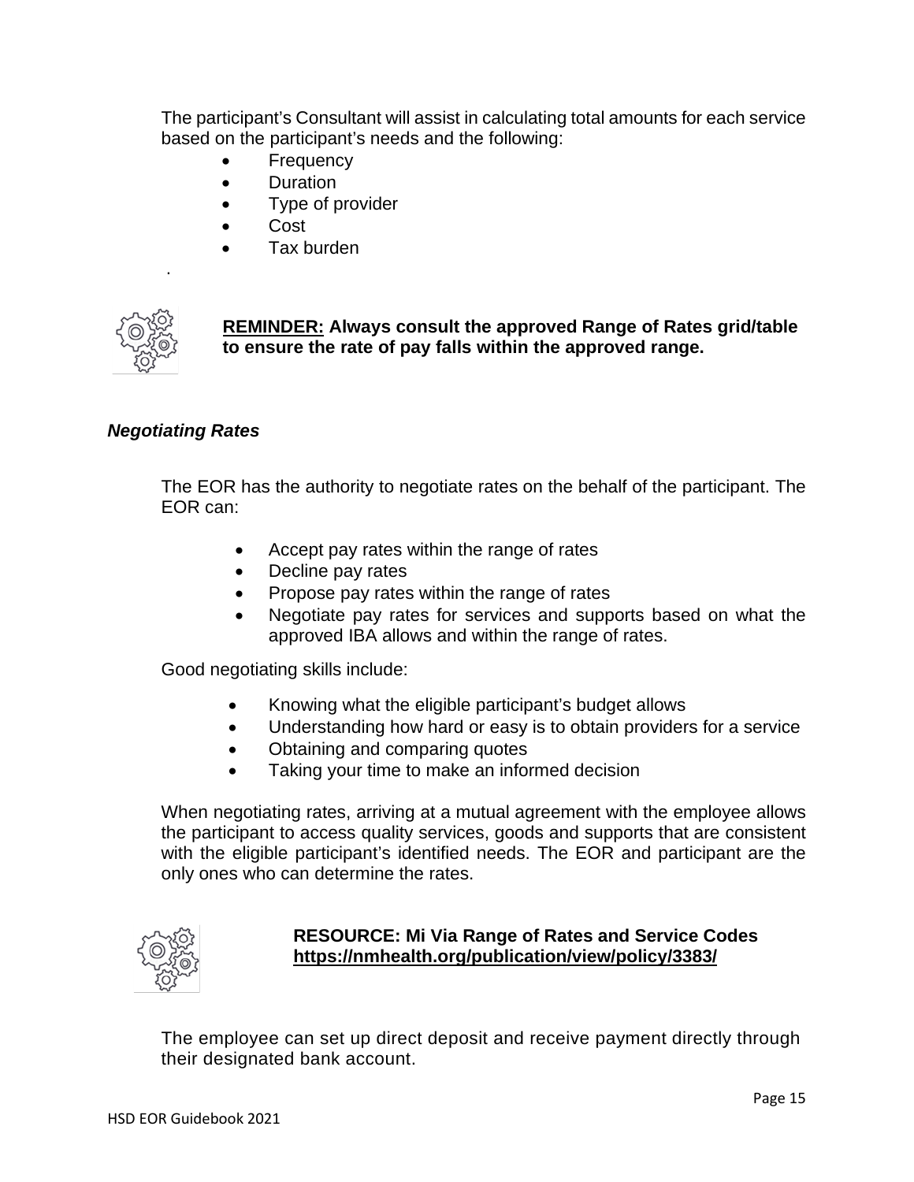The participant's Consultant will assist in calculating total amounts for each service based on the participant's needs and the following:

- Frequency
- Duration
- Type of provider
- Cost
- Tax burden

.

**REMINDER: Always consult the approved Range of Rates grid/table to ensure the rate of pay falls within the approved range.**

### *Negotiating Rates*

The EOR has the authority to negotiate rates on the behalf of the participant. The EOR can:

- Accept pay rates within the range of rates
- Decline pay rates
- Propose pay rates within the range of rates
- Negotiate pay rates for services and supports based on what the approved IBA allows and within the range of rates.

Good negotiating skills include:

- Knowing what the eligible participant's budget allows
- Understanding how hard or easy is to obtain providers for a service
- Obtaining and comparing quotes
- Taking your time to make an informed decision

When negotiating rates, arriving at a mutual agreement with the employee allows the participant to access quality services, goods and supports that are consistent with the eligible participant's identified needs. The EOR and participant are the only ones who can determine the rates.

**RESOURCE: Mi Via Range of Rates and Service Codes**
**https://nmhealth.org/publication/view/policy/3383/**

The employee can set up direct deposit and receive payment directly through their designated bank account.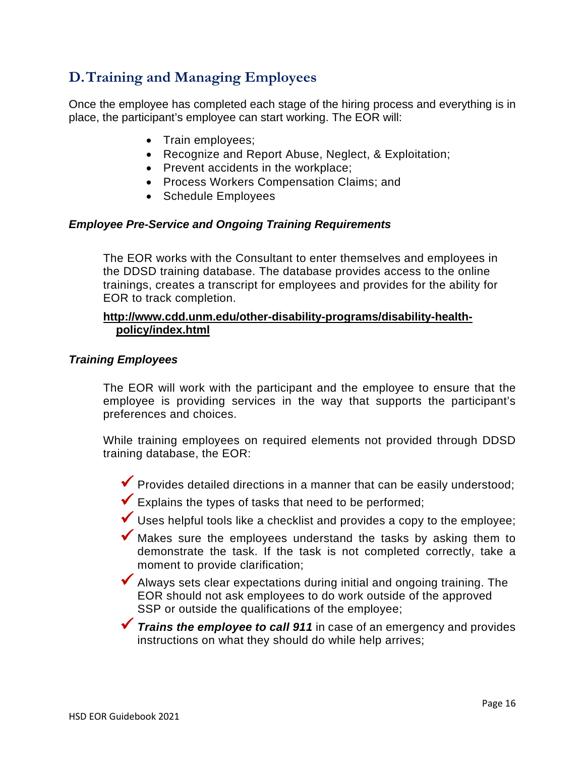## D. Training and Managing Employees

Once the employee has completed each stage of the hiring process and everything is in place, the participant's employee can start working. The EOR will:

- Train employees;
- Recognize and Report Abuse, Neglect, & Exploitation;
- Prevent accidents in the workplace;
- Process Workers Compensation Claims; and
- Schedule Employees

### *Employee Pre-Service and Ongoing Training Requirements*

The EOR works with the Consultant to enter themselves and employees in the DDSD training database. The database provides access to the online trainings, creates a transcript for employees and provides for the ability for EOR to track completion.

**http://www.cdd.unm.edu/other-disability-programs/disability-health-policy/index.html**

### *Training Employees*

The EOR will work with the participant and the employee to ensure that the employee is providing services in the way that supports the participant's preferences and choices.

While training employees on required elements not provided through DDSD training database, the EOR:

- ✓ Provides detailed directions in a manner that can be easily understood;
- ✓ Explains the types of tasks that need to be performed;
- ✓ Uses helpful tools like a checklist and provides a copy to the employee;
- ✓ Makes sure the employees understand the tasks by asking them to demonstrate the task. If the task is not completed correctly, take a moment to provide clarification;
- ✓ Always sets clear expectations during initial and ongoing training. The EOR should not ask employees to do work outside of the approved SSP or outside the qualifications of the employee;
- ✓ ***Trains the employee to call 911*** in case of an emergency and provides instructions on what they should do while help arrives;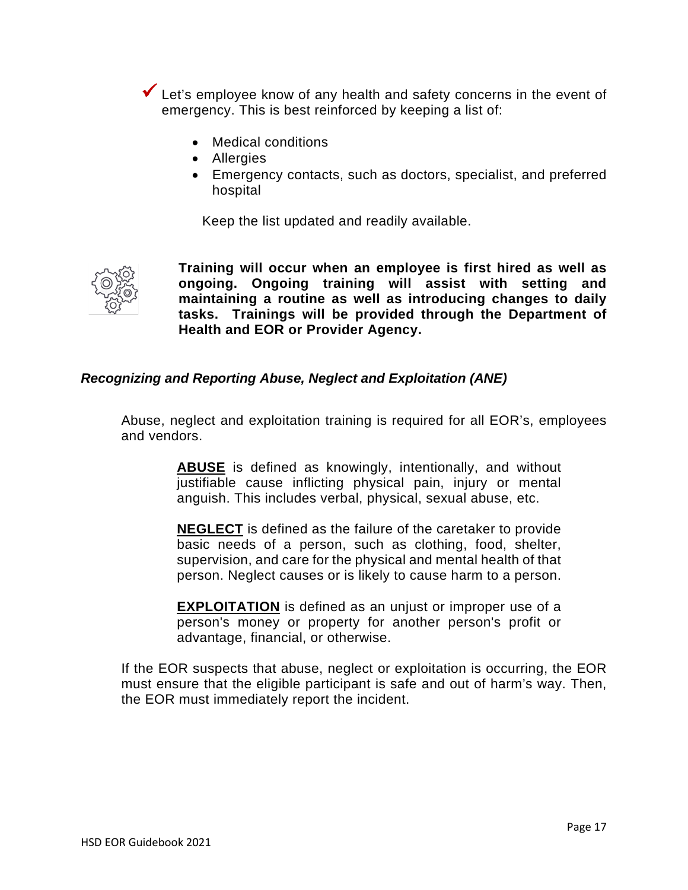✓ Let's employee know of any health and safety concerns in the event of emergency. This is best reinforced by keeping a list of:

- Medical conditions
- Allergies
- Emergency contacts, such as doctors, specialist, and preferred hospital

Keep the list updated and readily available.

**Training will occur when an employee is first hired as well as ongoing. Ongoing training will assist with setting and maintaining a routine as well as introducing changes to daily tasks. Trainings will be provided through the Department of Health and EOR or Provider Agency.**

### *Recognizing and Reporting Abuse, Neglect and Exploitation (ANE)*

Abuse, neglect and exploitation training is required for all EOR's, employees and vendors.

> **ABUSE** is defined as knowingly, intentionally, and without justifiable cause inflicting physical pain, injury or mental anguish. This includes verbal, physical, sexual abuse, etc.
>
> **NEGLECT** is defined as the failure of the caretaker to provide basic needs of a person, such as clothing, food, shelter, supervision, and care for the physical and mental health of that person. Neglect causes or is likely to cause harm to a person.
>
> **EXPLOITATION** is defined as an unjust or improper use of a person's money or property for another person's profit or advantage, financial, or otherwise.

If the EOR suspects that abuse, neglect or exploitation is occurring, the EOR must ensure that the eligible participant is safe and out of harm's way. Then, the EOR must immediately report the incident.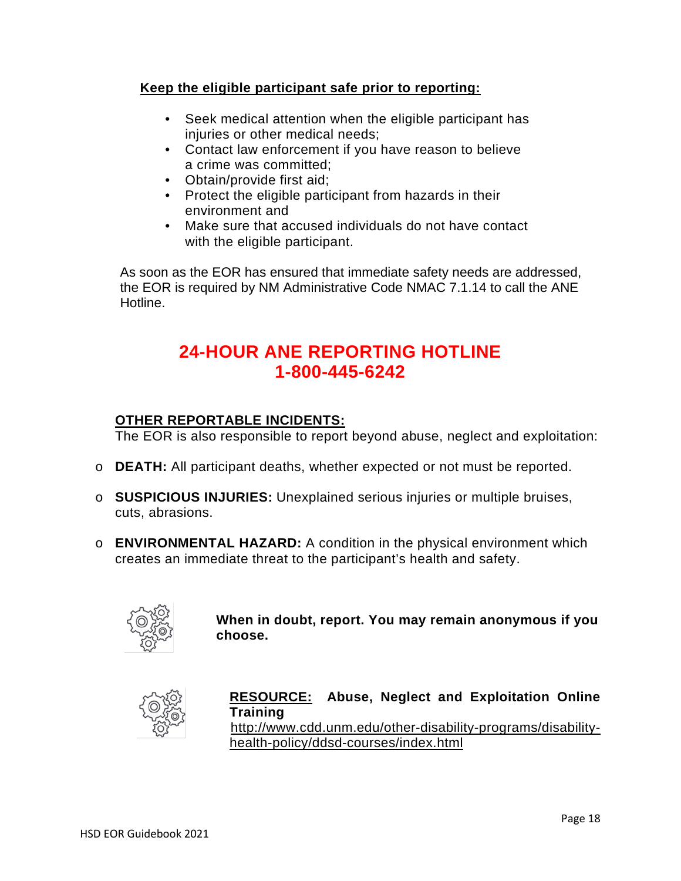**Keep the eligible participant safe prior to reporting:**

- Seek medical attention when the eligible participant has injuries or other medical needs;
- Contact law enforcement if you have reason to believe a crime was committed;
- Obtain/provide first aid;
- Protect the eligible participant from hazards in their environment and
- Make sure that accused individuals do not have contact with the eligible participant.

As soon as the EOR has ensured that immediate safety needs are addressed, the EOR is required by NM Administrative Code NMAC 7.1.14 to call the ANE Hotline.

## 24-HOUR ANE REPORTING HOTLINE
## 1-800-445-6242

**OTHER REPORTABLE INCIDENTS:**
The EOR is also responsible to report beyond abuse, neglect and exploitation:

- **DEATH:** All participant deaths, whether expected or not must be reported.
- **SUSPICIOUS INJURIES:** Unexplained serious injuries or multiple bruises, cuts, abrasions.
- **ENVIRONMENTAL HAZARD:** A condition in the physical environment which creates an immediate threat to the participant's health and safety.

**When in doubt, report. You may remain anonymous if you choose.**

**RESOURCE: Abuse, Neglect and Exploitation Online Training**
http://www.cdd.unm.edu/other-disability-programs/disability-health-policy/ddsd-courses/index.html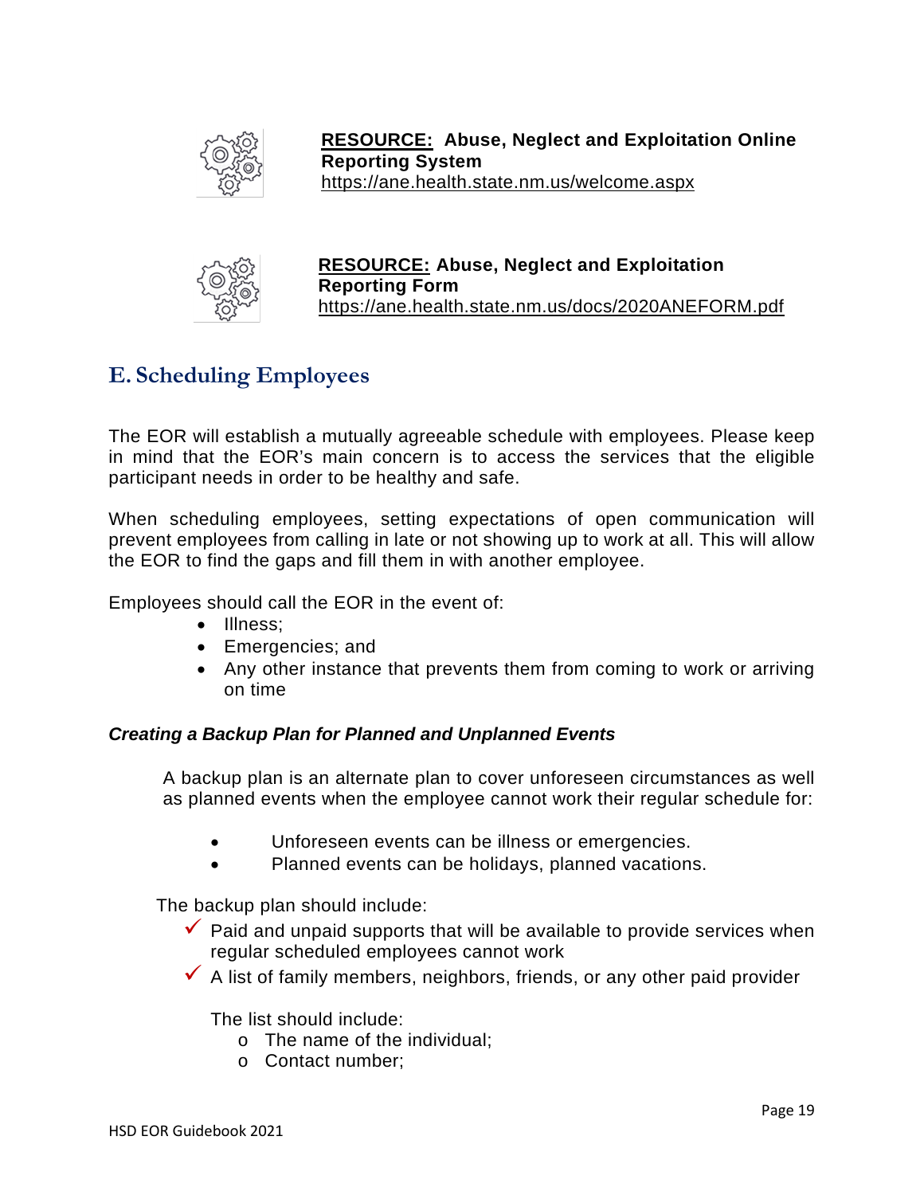**RESOURCE:** **Abuse, Neglect and Exploitation Online Reporting System**
https://ane.health.state.nm.us/welcome.aspx

**RESOURCE:** **Abuse, Neglect and Exploitation Reporting Form**
https://ane.health.state.nm.us/docs/2020ANEFORM.pdf

## E. Scheduling Employees

The EOR will establish a mutually agreeable schedule with employees. Please keep in mind that the EOR's main concern is to access the services that the eligible participant needs in order to be healthy and safe.

When scheduling employees, setting expectations of open communication will prevent employees from calling in late or not showing up to work at all. This will allow the EOR to find the gaps and fill them in with another employee.

Employees should call the EOR in the event of:

- Illness;
- Emergencies; and
- Any other instance that prevents them from coming to work or arriving on time

***Creating a Backup Plan for Planned and Unplanned Events***

A backup plan is an alternate plan to cover unforeseen circumstances as well as planned events when the employee cannot work their regular schedule for:

- Unforeseen events can be illness or emergencies.
- Planned events can be holidays, planned vacations.

The backup plan should include:

- ✓ Paid and unpaid supports that will be available to provide services when regular scheduled employees cannot work
- ✓ A list of family members, neighbors, friends, or any other paid provider

  The list should include:
  - The name of the individual;
  - Contact number;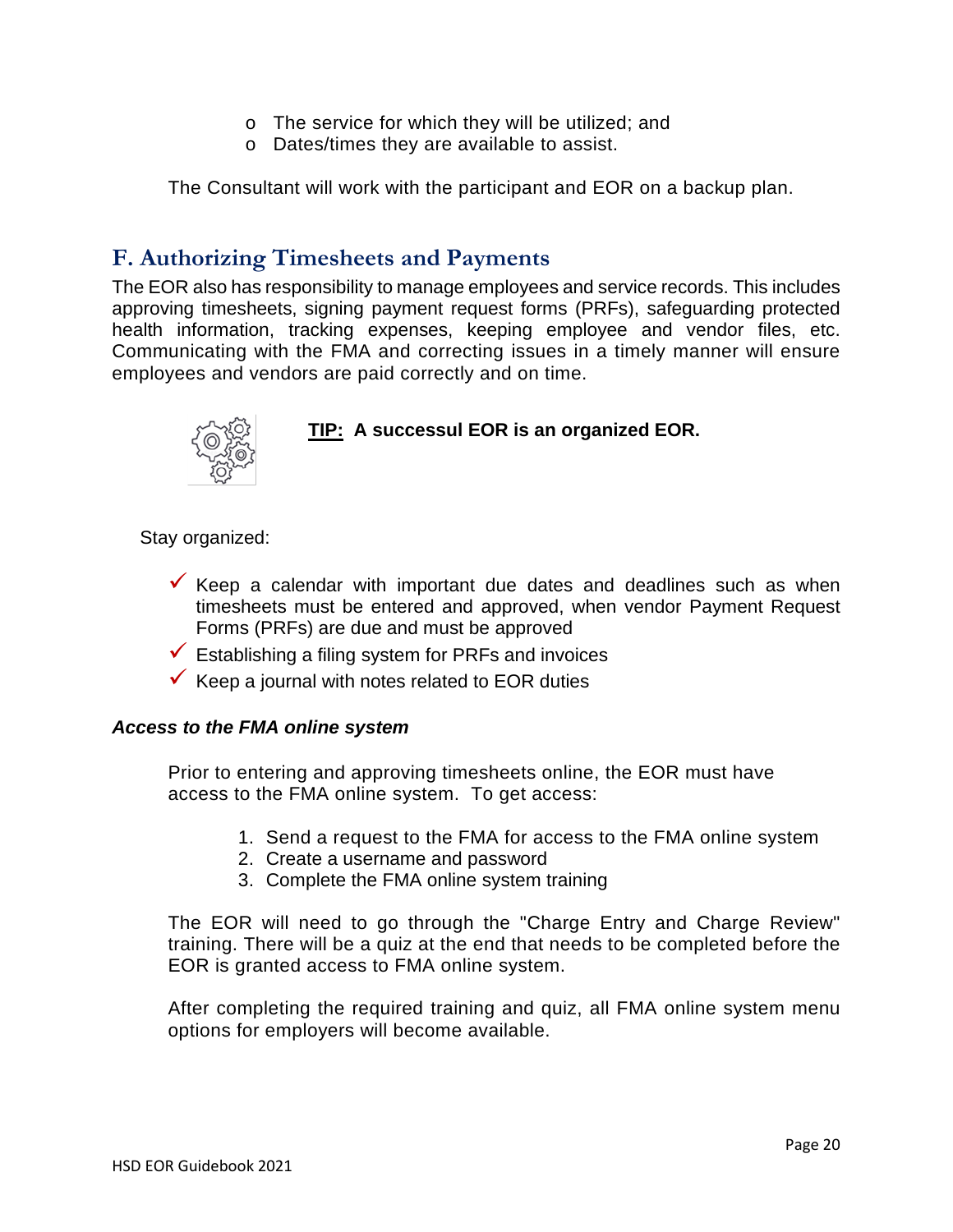- The service for which they will be utilized; and
- Dates/times they are available to assist.

The Consultant will work with the participant and EOR on a backup plan.

## F. Authorizing Timesheets and Payments

The EOR also has responsibility to manage employees and service records. This includes approving timesheets, signing payment request forms (PRFs), safeguarding protected health information, tracking expenses, keeping employee and vendor files, etc. Communicating with the FMA and correcting issues in a timely manner will ensure employees and vendors are paid correctly and on time.

**TIP: A successul EOR is an organized EOR.**

Stay organized:

- ✓ Keep a calendar with important due dates and deadlines such as when timesheets must be entered and approved, when vendor Payment Request Forms (PRFs) are due and must be approved
- ✓ Establishing a filing system for PRFs and invoices
- ✓ Keep a journal with notes related to EOR duties

***Access to the FMA online system***

Prior to entering and approving timesheets online, the EOR must have access to the FMA online system. To get access:

1. Send a request to the FMA for access to the FMA online system
2. Create a username and password
3. Complete the FMA online system training

The EOR will need to go through the "Charge Entry and Charge Review" training. There will be a quiz at the end that needs to be completed before the EOR is granted access to FMA online system.

After completing the required training and quiz, all FMA online system menu options for employers will become available.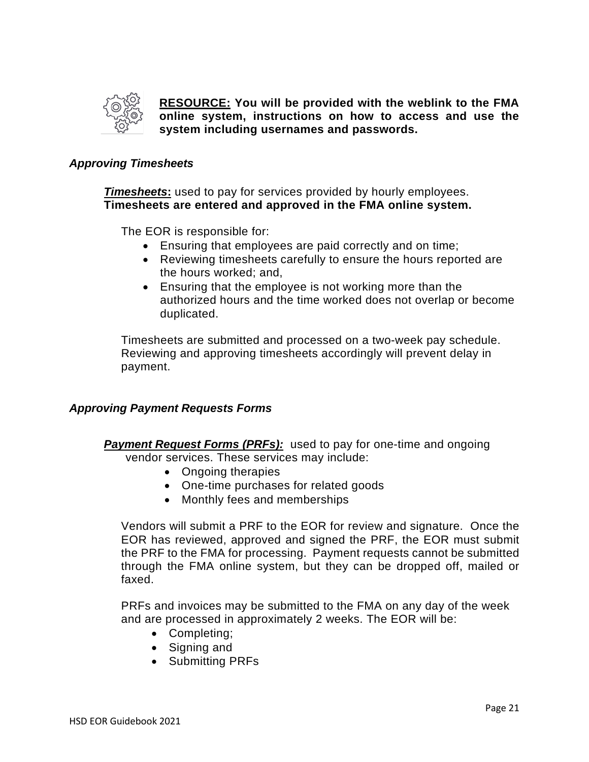**<u>RESOURCE:</u> You will be provided with the weblink to the FMA online system, instructions on how to access and use the system including usernames and passwords.**

### *Approving Timesheets*

***<u>Timesheets</u>*:** used to pay for services provided by hourly employees. **Timesheets are entered and approved in the FMA online system.**

The EOR is responsible for:

- Ensuring that employees are paid correctly and on time;
- Reviewing timesheets carefully to ensure the hours reported are the hours worked; and,
- Ensuring that the employee is not working more than the authorized hours and the time worked does not overlap or become duplicated.

Timesheets are submitted and processed on a two-week pay schedule. Reviewing and approving timesheets accordingly will prevent delay in payment.

### *Approving Payment Requests Forms*

***<u>Payment Request Forms (PRFs):</u>*** used to pay for one-time and ongoing vendor services. These services may include:

- Ongoing therapies
- One-time purchases for related goods
- Monthly fees and memberships

Vendors will submit a PRF to the EOR for review and signature. Once the EOR has reviewed, approved and signed the PRF, the EOR must submit the PRF to the FMA for processing. Payment requests cannot be submitted through the FMA online system, but they can be dropped off, mailed or faxed.

PRFs and invoices may be submitted to the FMA on any day of the week and are processed in approximately 2 weeks. The EOR will be:

- Completing;
- Signing and
- Submitting PRFs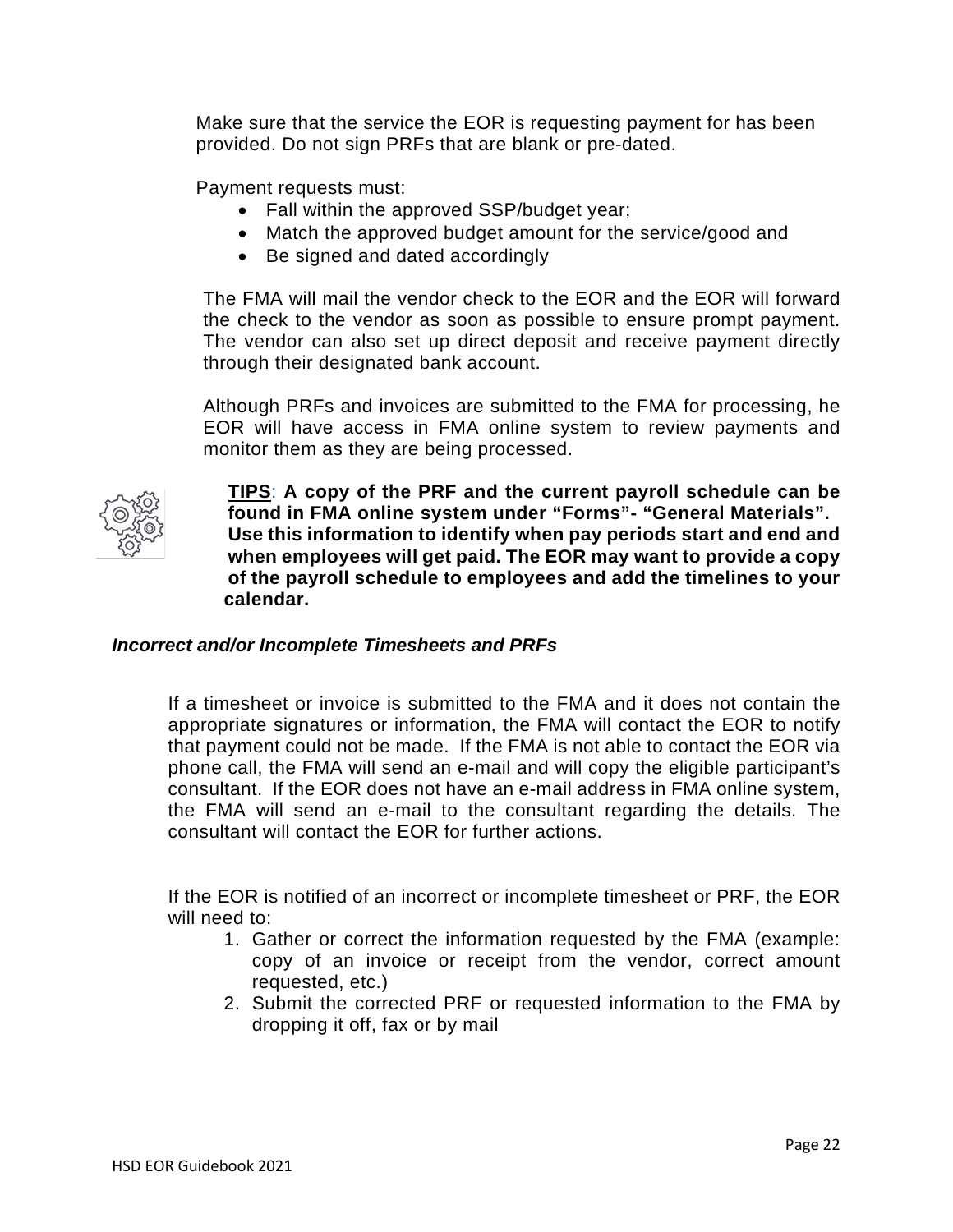Make sure that the service the EOR is requesting payment for has been provided. Do not sign PRFs that are blank or pre-dated.

Payment requests must:

- Fall within the approved SSP/budget year;
- Match the approved budget amount for the service/good and
- Be signed and dated accordingly

The FMA will mail the vendor check to the EOR and the EOR will forward the check to the vendor as soon as possible to ensure prompt payment. The vendor can also set up direct deposit and receive payment directly through their designated bank account.

Although PRFs and invoices are submitted to the FMA for processing, he EOR will have access in FMA online system to review payments and monitor them as they are being processed.

**TIPS: A copy of the PRF and the current payroll schedule can be found in FMA online system under "Forms"- "General Materials". Use this information to identify when pay periods start and end and when employees will get paid. The EOR may want to provide a copy of the payroll schedule to employees and add the timelines to your calendar.**

### *Incorrect and/or Incomplete Timesheets and PRFs*

If a timesheet or invoice is submitted to the FMA and it does not contain the appropriate signatures or information, the FMA will contact the EOR to notify that payment could not be made. If the FMA is not able to contact the EOR via phone call, the FMA will send an e-mail and will copy the eligible participant's consultant. If the EOR does not have an e-mail address in FMA online system, the FMA will send an e-mail to the consultant regarding the details. The consultant will contact the EOR for further actions.

If the EOR is notified of an incorrect or incomplete timesheet or PRF, the EOR will need to:

1. Gather or correct the information requested by the FMA (example: copy of an invoice or receipt from the vendor, correct amount requested, etc.)
2. Submit the corrected PRF or requested information to the FMA by dropping it off, fax or by mail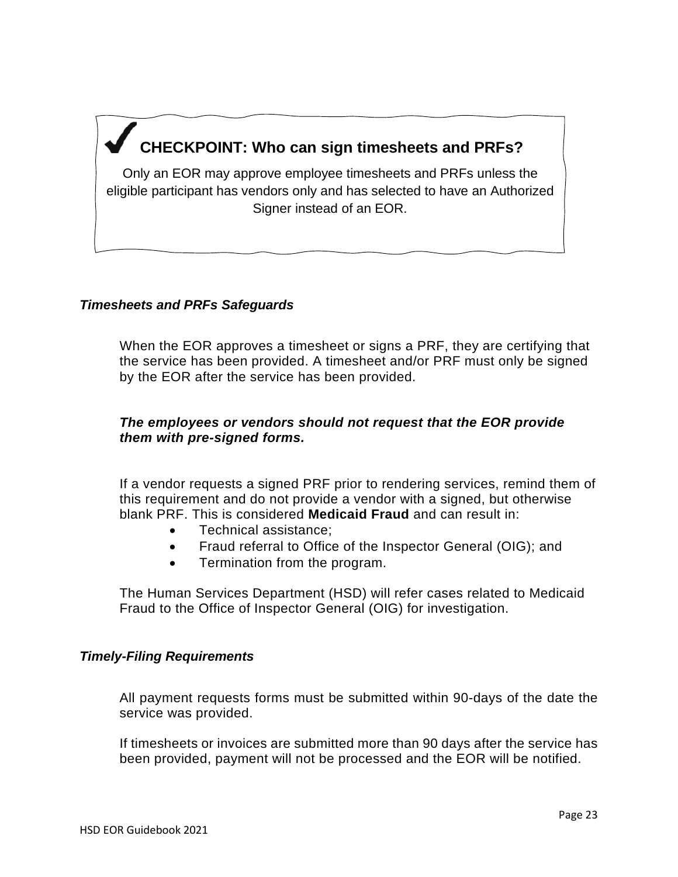**✔ CHECKPOINT: Who can sign timesheets and PRFs?**

Only an EOR may approve employee timesheets and PRFs unless the eligible participant has vendors only and has selected to have an Authorized Signer instead of an EOR.

***Timesheets and PRFs Safeguards***

When the EOR approves a timesheet or signs a PRF, they are certifying that the service has been provided. A timesheet and/or PRF must only be signed by the EOR after the service has been provided.

***The employees or vendors should not request that the EOR provide them with pre-signed forms.***

If a vendor requests a signed PRF prior to rendering services, remind them of this requirement and do not provide a vendor with a signed, but otherwise blank PRF. This is considered **Medicaid Fraud** and can result in:

- Technical assistance;
- Fraud referral to Office of the Inspector General (OIG); and
- Termination from the program.

The Human Services Department (HSD) will refer cases related to Medicaid Fraud to the Office of Inspector General (OIG) for investigation.

***Timely-Filing Requirements***

All payment requests forms must be submitted within 90-days of the date the service was provided.

If timesheets or invoices are submitted more than 90 days after the service has been provided, payment will not be processed and the EOR will be notified.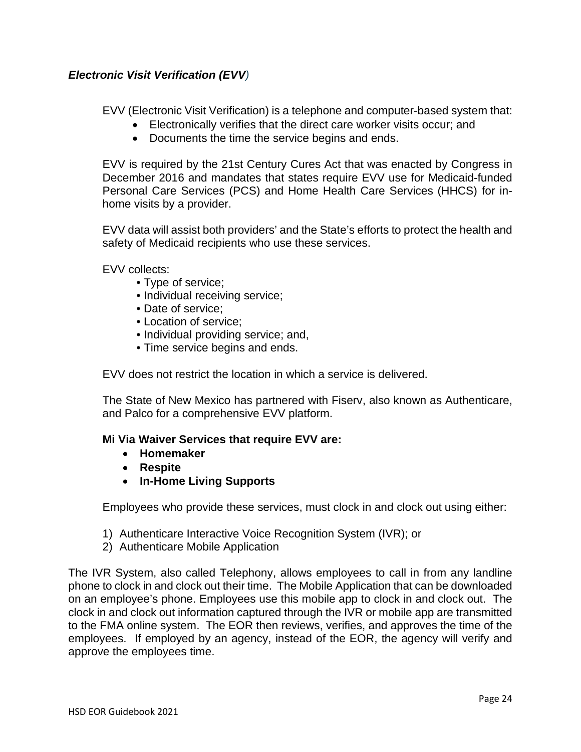### *Electronic Visit Verification (EVV)*

EVV (Electronic Visit Verification) is a telephone and computer-based system that:

- Electronically verifies that the direct care worker visits occur; and
- Documents the time the service begins and ends.

EVV is required by the 21st Century Cures Act that was enacted by Congress in December 2016 and mandates that states require EVV use for Medicaid-funded Personal Care Services (PCS) and Home Health Care Services (HHCS) for in-home visits by a provider.

EVV data will assist both providers' and the State's efforts to protect the health and safety of Medicaid recipients who use these services.

EVV collects:

- Type of service;
- Individual receiving service;
- Date of service;
- Location of service;
- Individual providing service; and,
- Time service begins and ends.

EVV does not restrict the location in which a service is delivered.

The State of New Mexico has partnered with Fiserv, also known as Authenticare, and Palco for a comprehensive EVV platform.

**Mi Via Waiver Services that require EVV are:**

- **Homemaker**
- **Respite**
- **In-Home Living Supports**

Employees who provide these services, must clock in and clock out using either:

1) Authenticare Interactive Voice Recognition System (IVR); or
2) Authenticare Mobile Application

The IVR System, also called Telephony, allows employees to call in from any landline phone to clock in and clock out their time. The Mobile Application that can be downloaded on an employee's phone. Employees use this mobile app to clock in and clock out. The clock in and clock out information captured through the IVR or mobile app are transmitted to the FMA online system. The EOR then reviews, verifies, and approves the time of the employees. If employed by an agency, instead of the EOR, the agency will verify and approve the employees time.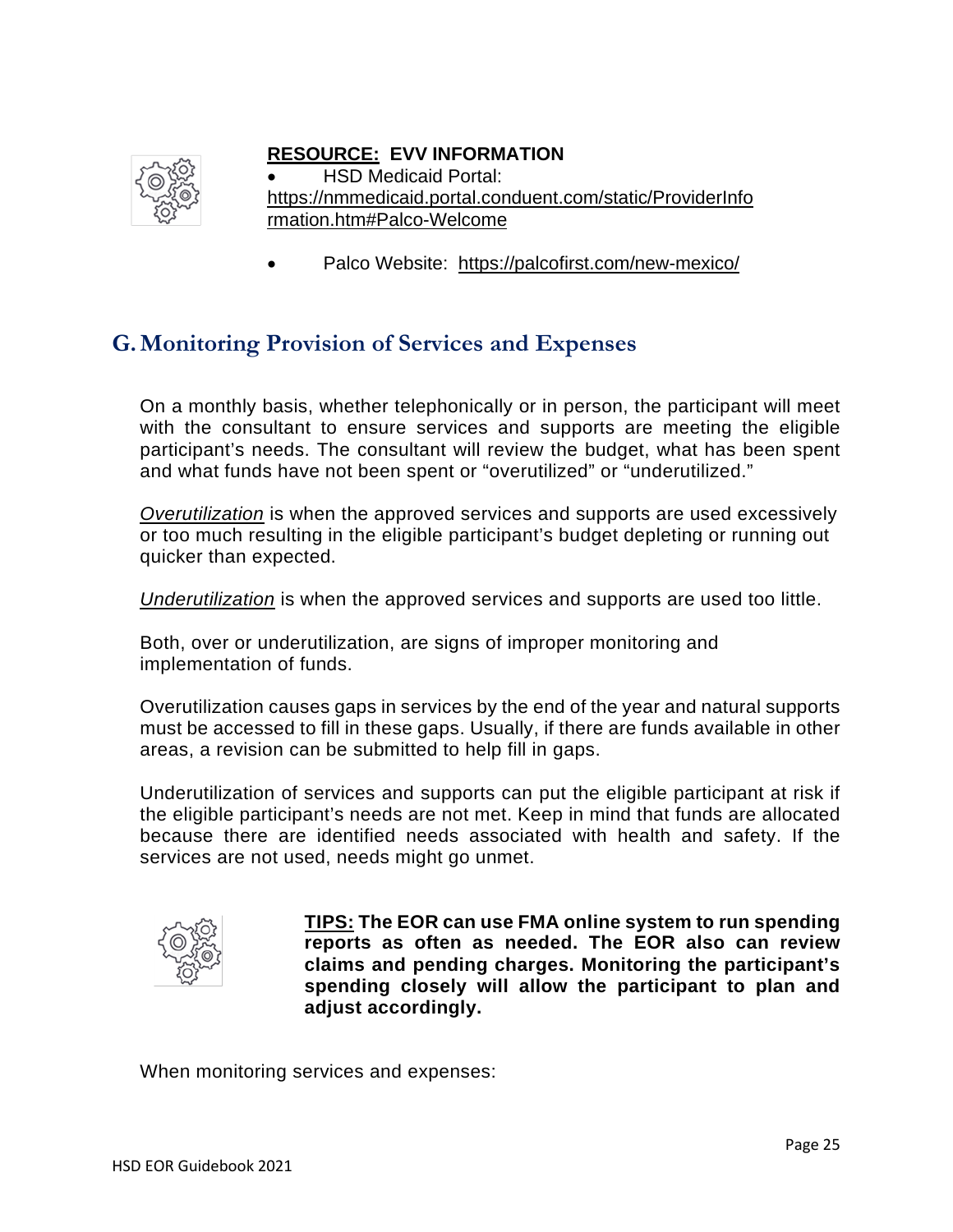**<u>RESOURCE:</u> EVV INFORMATION**

- HSD Medicaid Portal: https://nmmedicaid.portal.conduent.com/static/ProviderInformation.htm#Palco-Welcome

- Palco Website: https://palcofirst.com/new-mexico/

## G. Monitoring Provision of Services and Expenses

On a monthly basis, whether telephonically or in person, the participant will meet with the consultant to ensure services and supports are meeting the eligible participant's needs. The consultant will review the budget, what has been spent and what funds have not been spent or "overutilized" or "underutilized."

*<u>Overutilization</u>* is when the approved services and supports are used excessively or too much resulting in the eligible participant's budget depleting or running out quicker than expected.

*<u>Underutilization</u>* is when the approved services and supports are used too little.

Both, over or underutilization, are signs of improper monitoring and implementation of funds.

Overutilization causes gaps in services by the end of the year and natural supports must be accessed to fill in these gaps. Usually, if there are funds available in other areas, a revision can be submitted to help fill in gaps.

Underutilization of services and supports can put the eligible participant at risk if the eligible participant's needs are not met. Keep in mind that funds are allocated because there are identified needs associated with health and safety. If the services are not used, needs might go unmet.

**<u>TIPS:</u> The EOR can use FMA online system to run spending reports as often as needed. The EOR also can review claims and pending charges. Monitoring the participant's spending closely will allow the participant to plan and adjust accordingly.**

When monitoring services and expenses: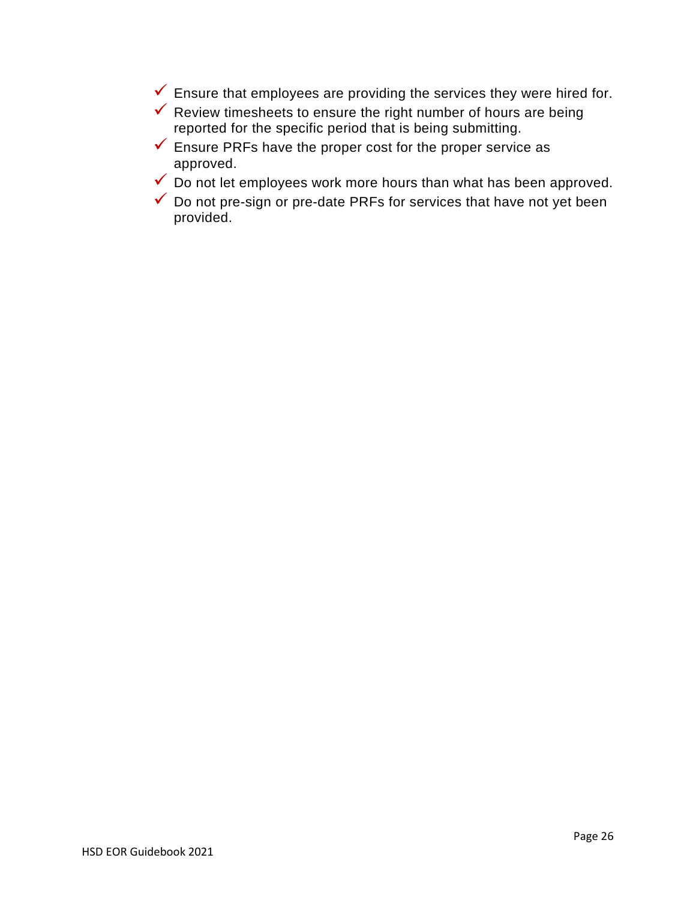- ✓ Ensure that employees are providing the services they were hired for.
- ✓ Review timesheets to ensure the right number of hours are being reported for the specific period that is being submitting.
- ✓ Ensure PRFs have the proper cost for the proper service as approved.
- ✓ Do not let employees work more hours than what has been approved.
- ✓ Do not pre-sign or pre-date PRFs for services that have not yet been provided.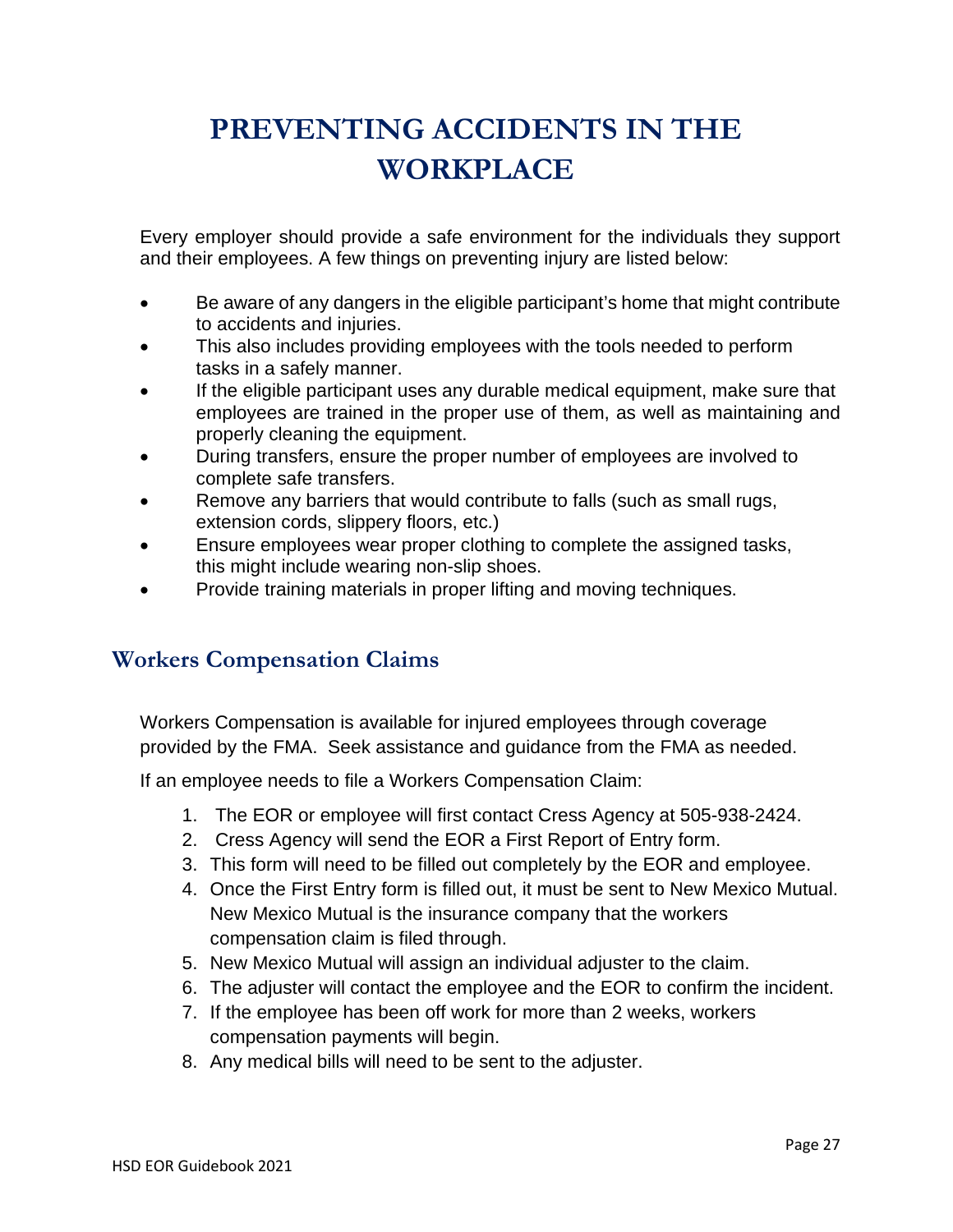# PREVENTING ACCIDENTS IN THE WORKPLACE

Every employer should provide a safe environment for the individuals they support and their employees. A few things on preventing injury are listed below:

- Be aware of any dangers in the eligible participant's home that might contribute to accidents and injuries.
- This also includes providing employees with the tools needed to perform tasks in a safely manner.
- If the eligible participant uses any durable medical equipment, make sure that employees are trained in the proper use of them, as well as maintaining and properly cleaning the equipment.
- During transfers, ensure the proper number of employees are involved to complete safe transfers.
- Remove any barriers that would contribute to falls (such as small rugs, extension cords, slippery floors, etc.)
- Ensure employees wear proper clothing to complete the assigned tasks, this might include wearing non-slip shoes.
- Provide training materials in proper lifting and moving techniques.

## Workers Compensation Claims

Workers Compensation is available for injured employees through coverage provided by the FMA. Seek assistance and guidance from the FMA as needed.

If an employee needs to file a Workers Compensation Claim:

1. The EOR or employee will first contact Cress Agency at 505-938-2424.
2. Cress Agency will send the EOR a First Report of Entry form.
3. This form will need to be filled out completely by the EOR and employee.
4. Once the First Entry form is filled out, it must be sent to New Mexico Mutual. New Mexico Mutual is the insurance company that the workers compensation claim is filed through.
5. New Mexico Mutual will assign an individual adjuster to the claim.
6. The adjuster will contact the employee and the EOR to confirm the incident.
7. If the employee has been off work for more than 2 weeks, workers compensation payments will begin.
8. Any medical bills will need to be sent to the adjuster.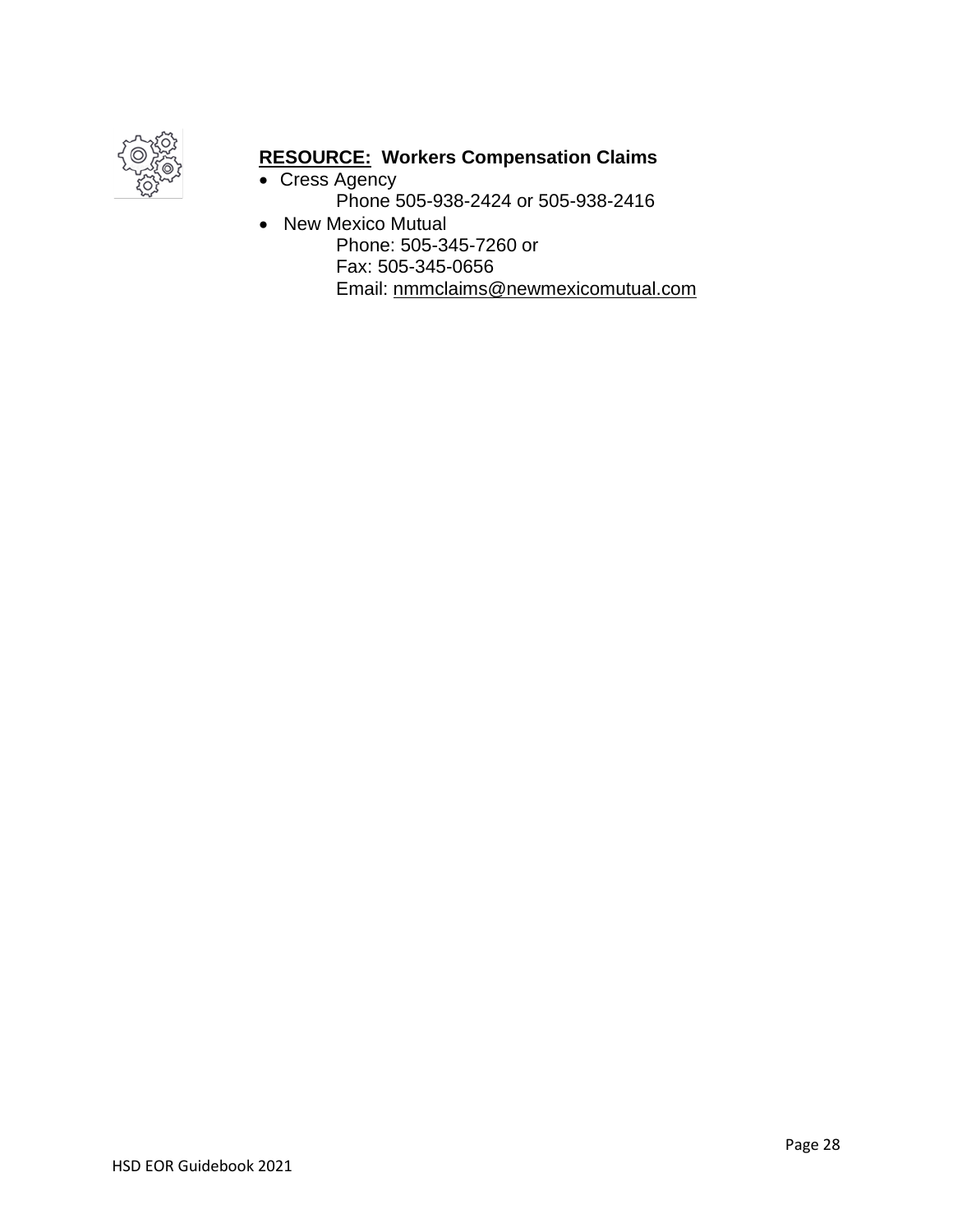**RESOURCE: Workers Compensation Claims**

- Cress Agency
  Phone 505-938-2424 or 505-938-2416
- New Mexico Mutual
  Phone: 505-345-7260 or
  Fax: 505-345-0656
  Email: nmmclaims@newmexicomutual.com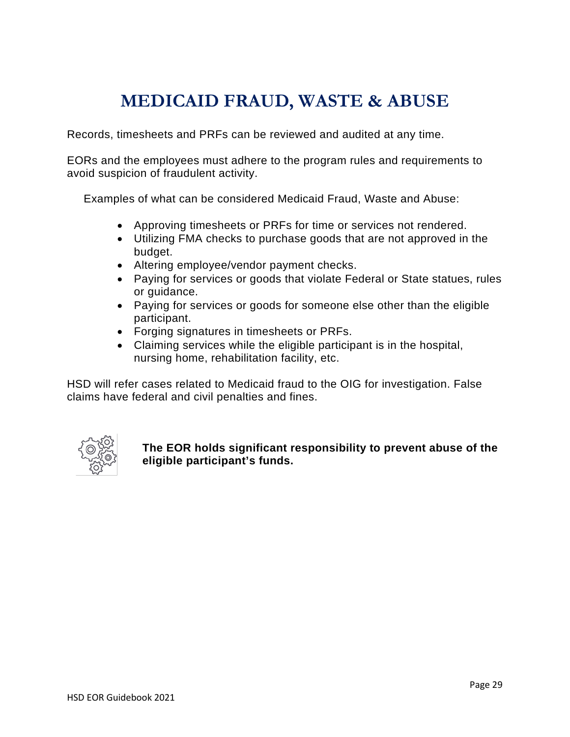# MEDICAID FRAUD, WASTE & ABUSE

Records, timesheets and PRFs can be reviewed and audited at any time.

EORs and the employees must adhere to the program rules and requirements to avoid suspicion of fraudulent activity.

Examples of what can be considered Medicaid Fraud, Waste and Abuse:

- Approving timesheets or PRFs for time or services not rendered.
- Utilizing FMA checks to purchase goods that are not approved in the budget.
- Altering employee/vendor payment checks.
- Paying for services or goods that violate Federal or State statues, rules or guidance.
- Paying for services or goods for someone else other than the eligible participant.
- Forging signatures in timesheets or PRFs.
- Claiming services while the eligible participant is in the hospital, nursing home, rehabilitation facility, etc.

HSD will refer cases related to Medicaid fraud to the OIG for investigation. False claims have federal and civil penalties and fines.

**The EOR holds significant responsibility to prevent abuse of the eligible participant's funds.**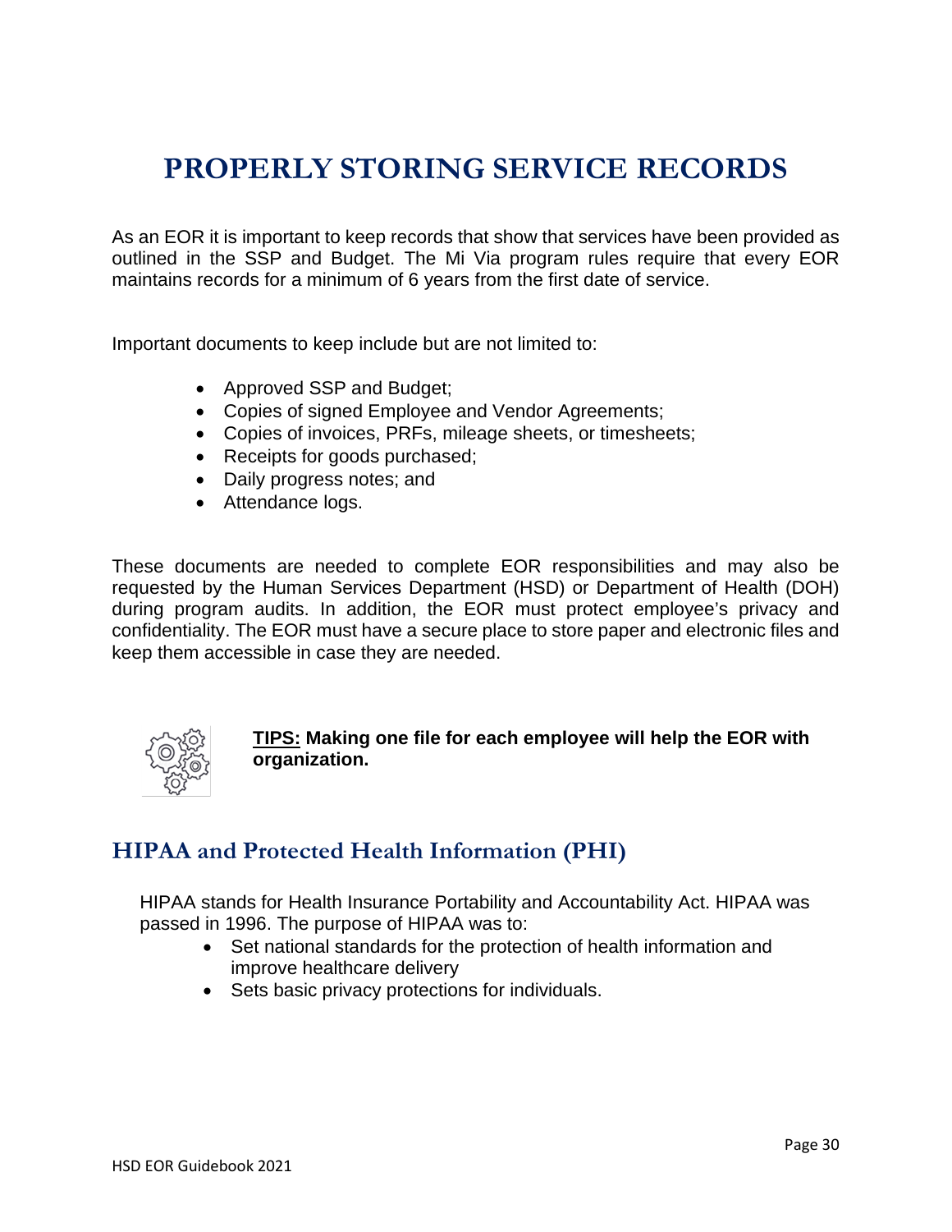# PROPERLY STORING SERVICE RECORDS

As an EOR it is important to keep records that show that services have been provided as outlined in the SSP and Budget. The Mi Via program rules require that every EOR maintains records for a minimum of 6 years from the first date of service.

Important documents to keep include but are not limited to:

- Approved SSP and Budget;
- Copies of signed Employee and Vendor Agreements;
- Copies of invoices, PRFs, mileage sheets, or timesheets;
- Receipts for goods purchased;
- Daily progress notes; and
- Attendance logs.

These documents are needed to complete EOR responsibilities and may also be requested by the Human Services Department (HSD) or Department of Health (DOH) during program audits. In addition, the EOR must protect employee's privacy and confidentiality. The EOR must have a secure place to store paper and electronic files and keep them accessible in case they are needed.

**TIPS: Making one file for each employee will help the EOR with organization.**

## HIPAA and Protected Health Information (PHI)

HIPAA stands for Health Insurance Portability and Accountability Act. HIPAA was passed in 1996. The purpose of HIPAA was to:

- Set national standards for the protection of health information and improve healthcare delivery
- Sets basic privacy protections for individuals.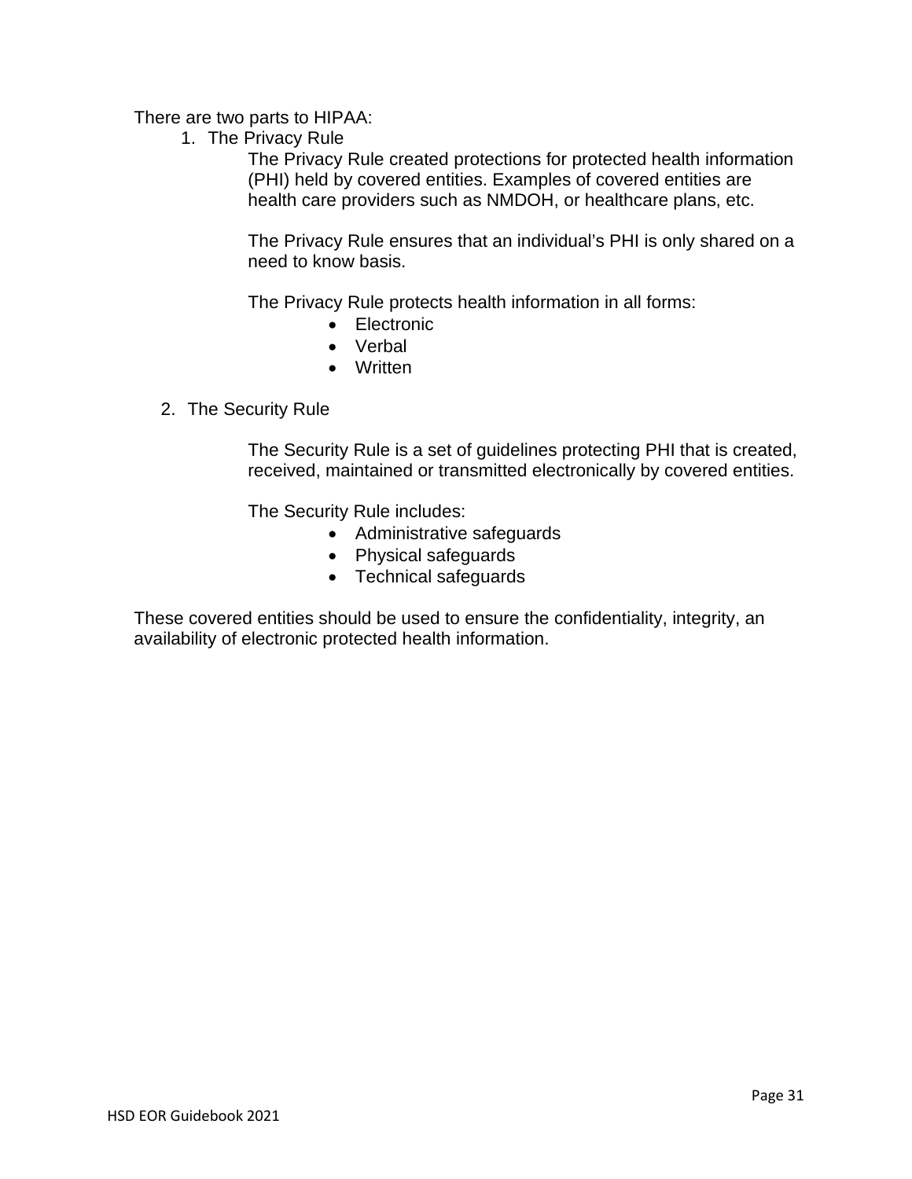There are two parts to HIPAA:

1. The Privacy Rule

   The Privacy Rule created protections for protected health information (PHI) held by covered entities. Examples of covered entities are health care providers such as NMDOH, or healthcare plans, etc.

   The Privacy Rule ensures that an individual's PHI is only shared on a need to know basis.

   The Privacy Rule protects health information in all forms:

   - Electronic
   - Verbal
   - Written

2. The Security Rule

   The Security Rule is a set of guidelines protecting PHI that is created, received, maintained or transmitted electronically by covered entities.

   The Security Rule includes:

   - Administrative safeguards
   - Physical safeguards
   - Technical safeguards

These covered entities should be used to ensure the confidentiality, integrity, an availability of electronic protected health information.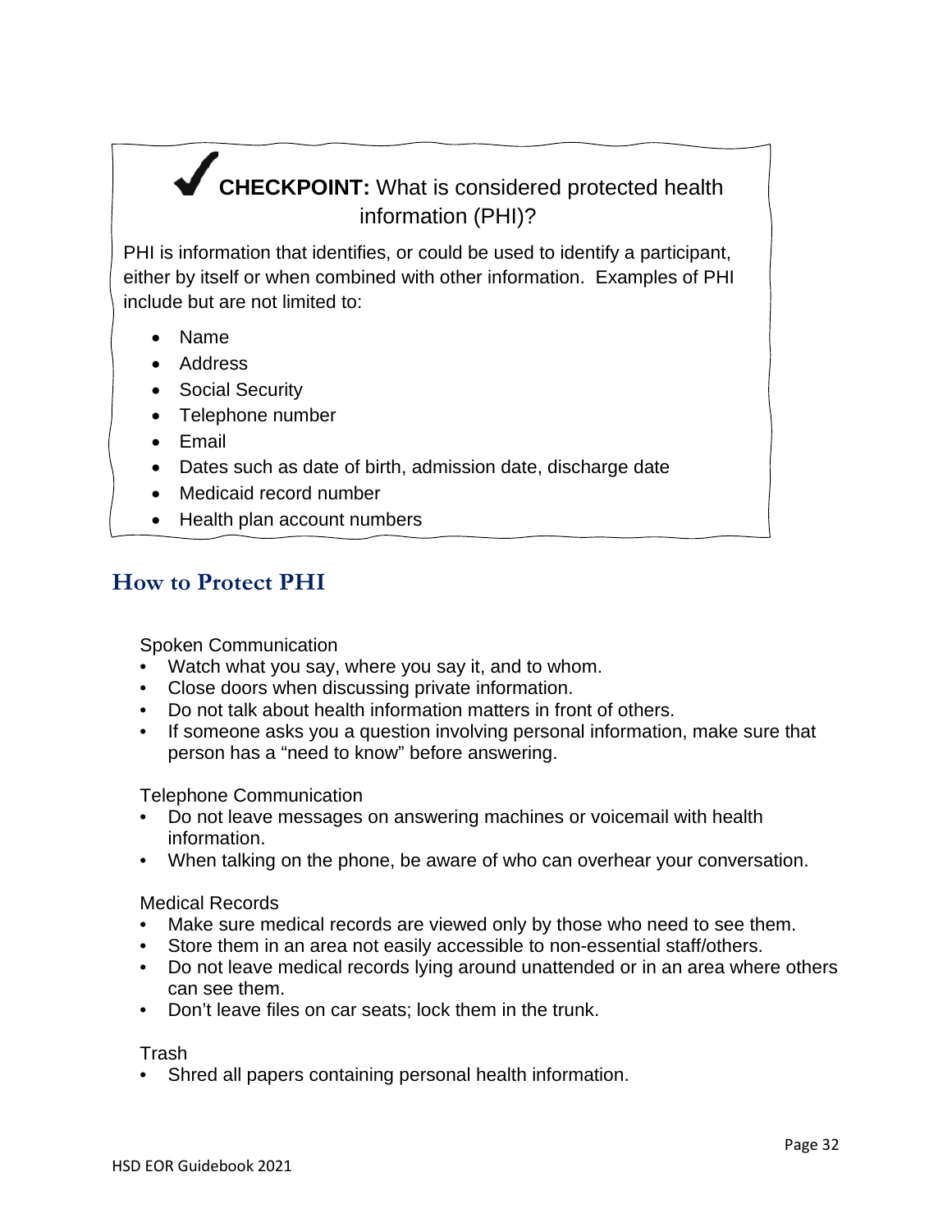**✓ CHECKPOINT:** What is considered protected health information (PHI)?

PHI is information that identifies, or could be used to identify a participant, either by itself or when combined with other information. Examples of PHI include but are not limited to:

- Name
- Address
- Social Security
- Telephone number
- Email
- Dates such as date of birth, admission date, discharge date
- Medicaid record number
- Health plan account numbers

## How to Protect PHI

Spoken Communication

- Watch what you say, where you say it, and to whom.
- Close doors when discussing private information.
- Do not talk about health information matters in front of others.
- If someone asks you a question involving personal information, make sure that person has a "need to know" before answering.

Telephone Communication

- Do not leave messages on answering machines or voicemail with health information.
- When talking on the phone, be aware of who can overhear your conversation.

Medical Records

- Make sure medical records are viewed only by those who need to see them.
- Store them in an area not easily accessible to non-essential staff/others.
- Do not leave medical records lying around unattended or in an area where others can see them.
- Don't leave files on car seats; lock them in the trunk.

Trash

- Shred all papers containing personal health information.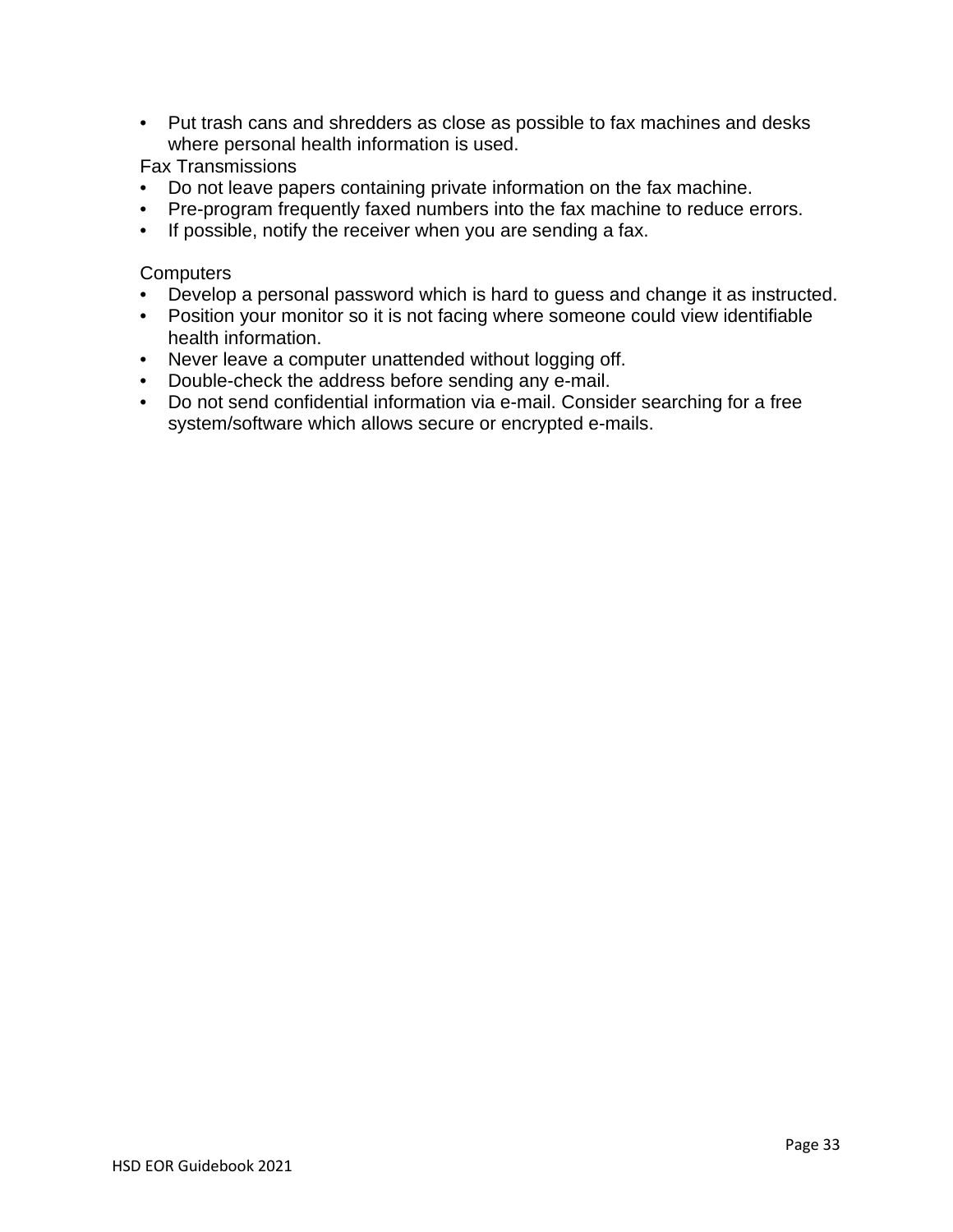- Put trash cans and shredders as close as possible to fax machines and desks where personal health information is used.

Fax Transmissions

- Do not leave papers containing private information on the fax machine.
- Pre-program frequently faxed numbers into the fax machine to reduce errors.
- If possible, notify the receiver when you are sending a fax.

Computers

- Develop a personal password which is hard to guess and change it as instructed.
- Position your monitor so it is not facing where someone could view identifiable health information.
- Never leave a computer unattended without logging off.
- Double-check the address before sending any e-mail.
- Do not send confidential information via e-mail. Consider searching for a free system/software which allows secure or encrypted e-mails.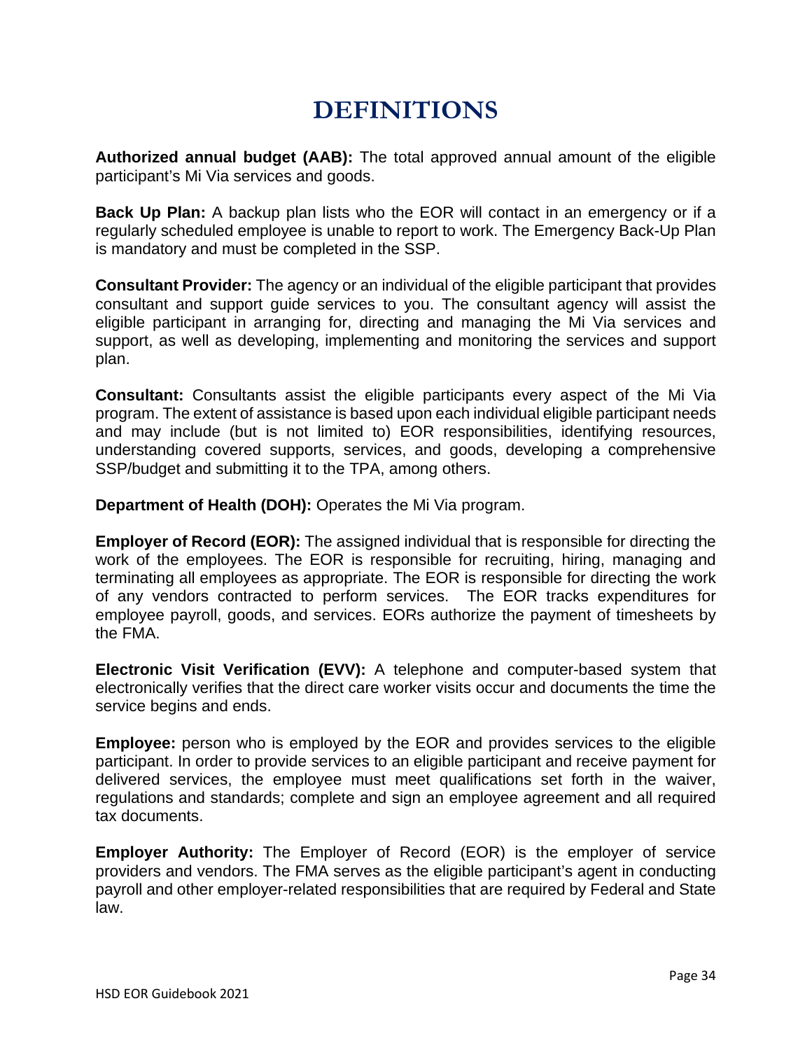# DEFINITIONS

**Authorized annual budget (AAB):** The total approved annual amount of the eligible participant's Mi Via services and goods.

**Back Up Plan:** A backup plan lists who the EOR will contact in an emergency or if a regularly scheduled employee is unable to report to work. The Emergency Back-Up Plan is mandatory and must be completed in the SSP.

**Consultant Provider:** The agency or an individual of the eligible participant that provides consultant and support guide services to you. The consultant agency will assist the eligible participant in arranging for, directing and managing the Mi Via services and support, as well as developing, implementing and monitoring the services and support plan.

**Consultant:** Consultants assist the eligible participants every aspect of the Mi Via program. The extent of assistance is based upon each individual eligible participant needs and may include (but is not limited to) EOR responsibilities, identifying resources, understanding covered supports, services, and goods, developing a comprehensive SSP/budget and submitting it to the TPA, among others.

**Department of Health (DOH):** Operates the Mi Via program.

**Employer of Record (EOR):** The assigned individual that is responsible for directing the work of the employees. The EOR is responsible for recruiting, hiring, managing and terminating all employees as appropriate. The EOR is responsible for directing the work of any vendors contracted to perform services. The EOR tracks expenditures for employee payroll, goods, and services. EORs authorize the payment of timesheets by the FMA.

**Electronic Visit Verification (EVV):** A telephone and computer-based system that electronically verifies that the direct care worker visits occur and documents the time the service begins and ends.

**Employee:** person who is employed by the EOR and provides services to the eligible participant. In order to provide services to an eligible participant and receive payment for delivered services, the employee must meet qualifications set forth in the waiver, regulations and standards; complete and sign an employee agreement and all required tax documents.

**Employer Authority:** The Employer of Record (EOR) is the employer of service providers and vendors. The FMA serves as the eligible participant's agent in conducting payroll and other employer-related responsibilities that are required by Federal and State law.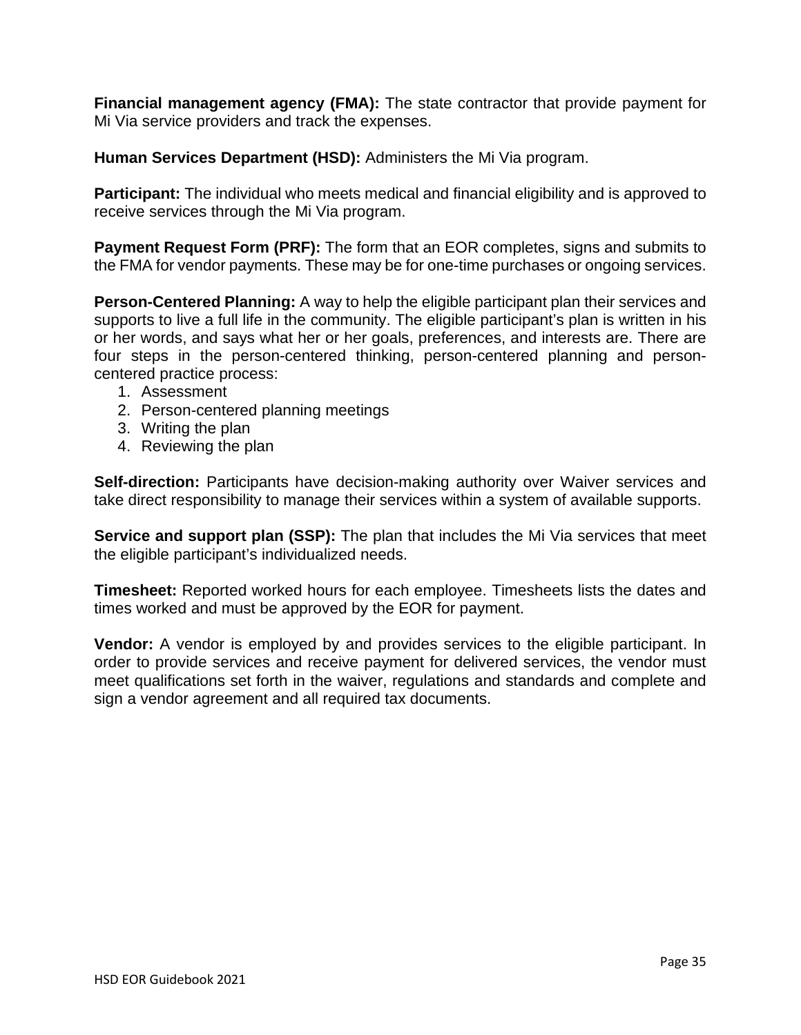**Financial management agency (FMA):** The state contractor that provide payment for Mi Via service providers and track the expenses.

**Human Services Department (HSD):** Administers the Mi Via program.

**Participant:** The individual who meets medical and financial eligibility and is approved to receive services through the Mi Via program.

**Payment Request Form (PRF):** The form that an EOR completes, signs and submits to the FMA for vendor payments. These may be for one-time purchases or ongoing services.

**Person-Centered Planning:** A way to help the eligible participant plan their services and supports to live a full life in the community. The eligible participant's plan is written in his or her words, and says what her or her goals, preferences, and interests are. There are four steps in the person-centered thinking, person-centered planning and person-centered practice process:

1. Assessment
2. Person-centered planning meetings
3. Writing the plan
4. Reviewing the plan

**Self-direction:** Participants have decision-making authority over Waiver services and take direct responsibility to manage their services within a system of available supports.

**Service and support plan (SSP):** The plan that includes the Mi Via services that meet the eligible participant's individualized needs.

**Timesheet:** Reported worked hours for each employee. Timesheets lists the dates and times worked and must be approved by the EOR for payment.

**Vendor:** A vendor is employed by and provides services to the eligible participant. In order to provide services and receive payment for delivered services, the vendor must meet qualifications set forth in the waiver, regulations and standards and complete and sign a vendor agreement and all required tax documents.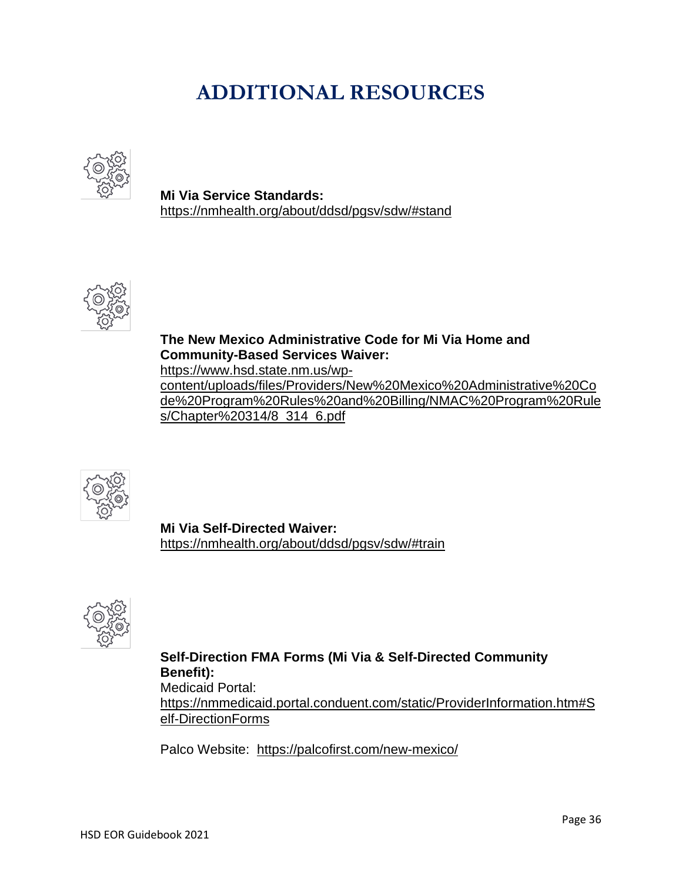# ADDITIONAL RESOURCES

**Mi Via Service Standards:**
https://nmhealth.org/about/ddsd/pgsv/sdw/#stand

**The New Mexico Administrative Code for Mi Via Home and Community-Based Services Waiver:**
https://www.hsd.state.nm.us/wp-content/uploads/files/Providers/New%20Mexico%20Administrative%20Code%20Program%20Rules%20and%20Billing/NMAC%20Program%20Rules/Chapter%20314/8_314_6.pdf

**Mi Via Self-Directed Waiver:**
https://nmhealth.org/about/ddsd/pgsv/sdw/#train

**Self-Direction FMA Forms (Mi Via & Self-Directed Community Benefit):**
Medicaid Portal:
https://nmmedicaid.portal.conduent.com/static/ProviderInformation.htm#Self-DirectionForms

Palco Website: https://palcofirst.com/new-mexico/